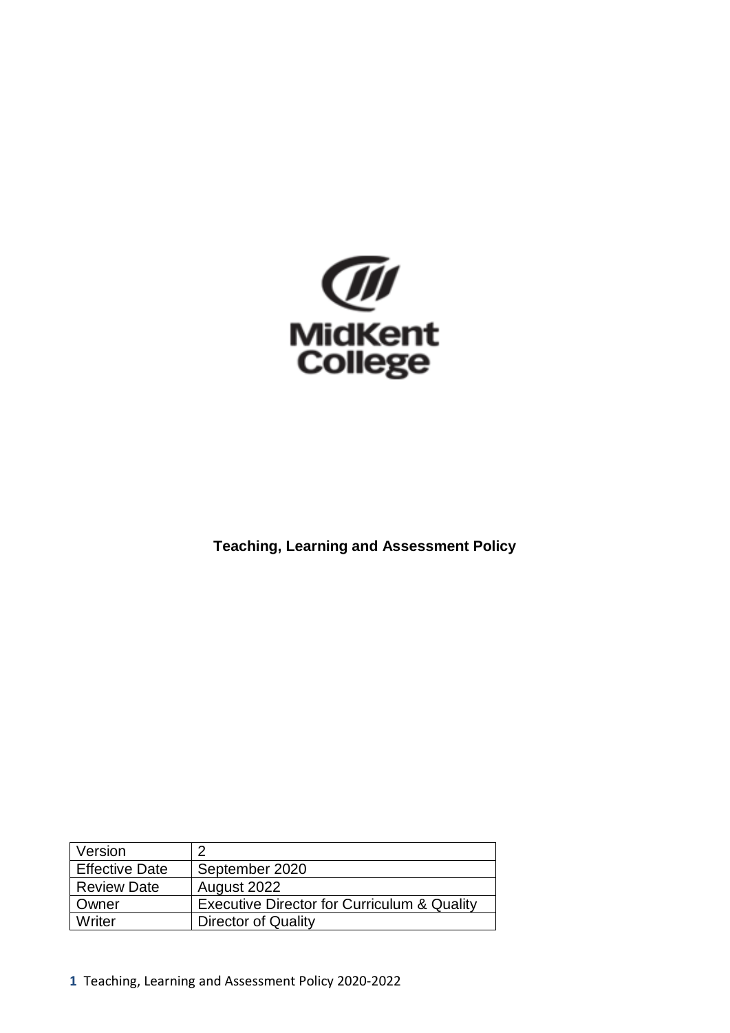MidKent College

**Teaching, Learning and Assessment Policy**

| Version | 2 |
| --- | --- |
| Effective Date | September 2020 |
| Review Date | August 2022 |
| Owner | Executive Director for Curriculum & Quality |
| Writer | Director of Quality |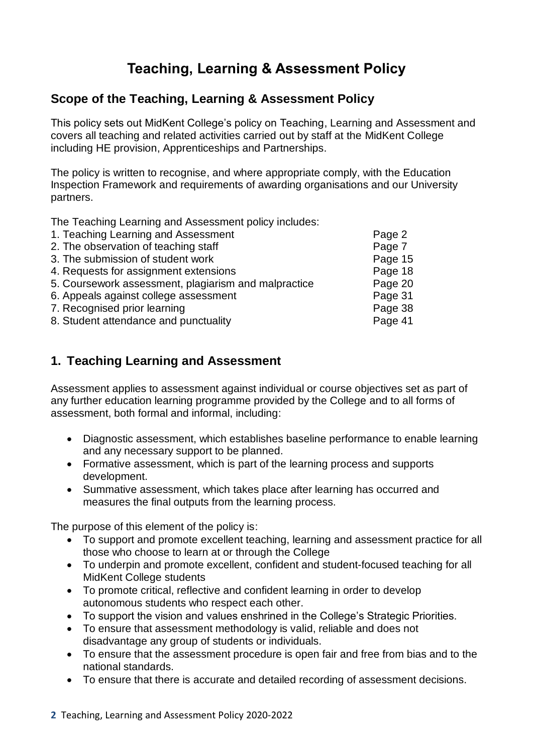# Teaching, Learning & Assessment Policy

## Scope of the Teaching, Learning & Assessment Policy

This policy sets out MidKent College's policy on Teaching, Learning and Assessment and covers all teaching and related activities carried out by staff at the MidKent College including HE provision, Apprenticeships and Partnerships.

The policy is written to recognise, and where appropriate comply, with the Education Inspection Framework and requirements of awarding organisations and our University partners.

The Teaching Learning and Assessment policy includes:

| | |
|---|---|
| 1. Teaching Learning and Assessment | Page 2 |
| 2. The observation of teaching staff | Page 7 |
| 3. The submission of student work | Page 15 |
| 4. Requests for assignment extensions | Page 18 |
| 5. Coursework assessment, plagiarism and malpractice | Page 20 |
| 6. Appeals against college assessment | Page 31 |
| 7. Recognised prior learning | Page 38 |
| 8. Student attendance and punctuality | Page 41 |

## 1. Teaching Learning and Assessment

Assessment applies to assessment against individual or course objectives set as part of any further education learning programme provided by the College and to all forms of assessment, both formal and informal, including:

- Diagnostic assessment, which establishes baseline performance to enable learning and any necessary support to be planned.
- Formative assessment, which is part of the learning process and supports development.
- Summative assessment, which takes place after learning has occurred and measures the final outputs from the learning process.

The purpose of this element of the policy is:

- To support and promote excellent teaching, learning and assessment practice for all those who choose to learn at or through the College
- To underpin and promote excellent, confident and student-focused teaching for all MidKent College students
- To promote critical, reflective and confident learning in order to develop autonomous students who respect each other.
- To support the vision and values enshrined in the College's Strategic Priorities.
- To ensure that assessment methodology is valid, reliable and does not disadvantage any group of students or individuals.
- To ensure that the assessment procedure is open fair and free from bias and to the national standards.
- To ensure that there is accurate and detailed recording of assessment decisions.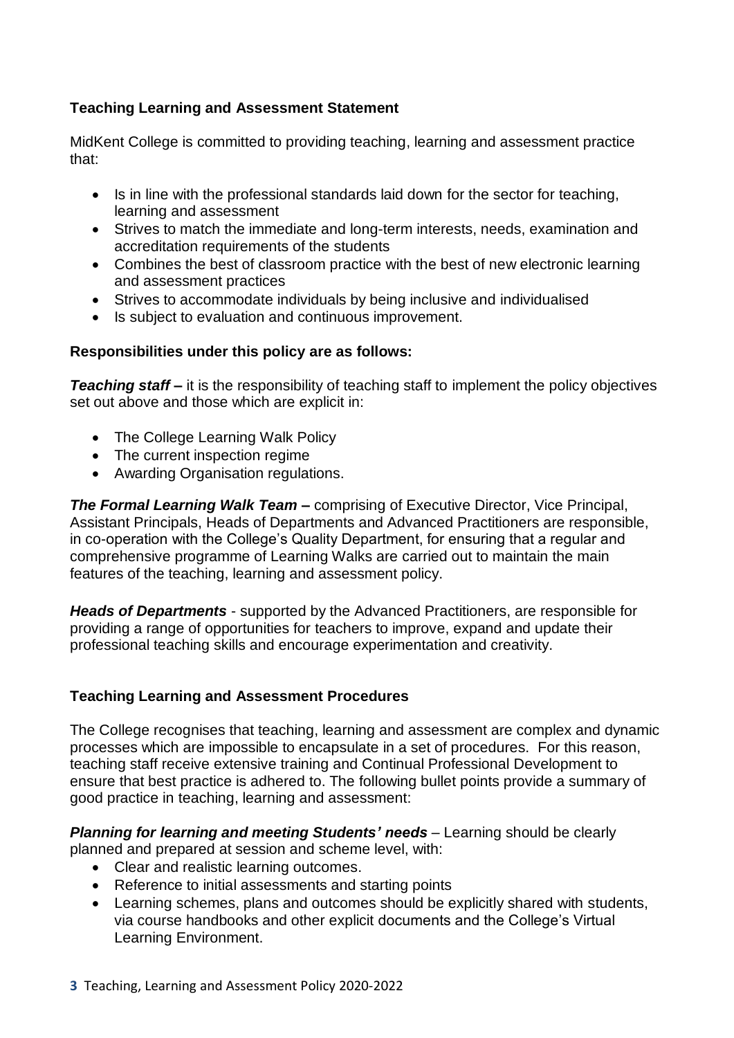## Teaching Learning and Assessment Statement

MidKent College is committed to providing teaching, learning and assessment practice that:

- Is in line with the professional standards laid down for the sector for teaching, learning and assessment
- Strives to match the immediate and long-term interests, needs, examination and accreditation requirements of the students
- Combines the best of classroom practice with the best of new electronic learning and assessment practices
- Strives to accommodate individuals by being inclusive and individualised
- Is subject to evaluation and continuous improvement.

### Responsibilities under this policy are as follows:

***Teaching staff*** **–** it is the responsibility of teaching staff to implement the policy objectives set out above and those which are explicit in:

- The College Learning Walk Policy
- The current inspection regime
- Awarding Organisation regulations.

***The Formal Learning Walk Team*** **–** comprising of Executive Director, Vice Principal, Assistant Principals, Heads of Departments and Advanced Practitioners are responsible, in co-operation with the College's Quality Department, for ensuring that a regular and comprehensive programme of Learning Walks are carried out to maintain the main features of the teaching, learning and assessment policy.

***Heads of Departments*** - supported by the Advanced Practitioners, are responsible for providing a range of opportunities for teachers to improve, expand and update their professional teaching skills and encourage experimentation and creativity.

## Teaching Learning and Assessment Procedures

The College recognises that teaching, learning and assessment are complex and dynamic processes which are impossible to encapsulate in a set of procedures. For this reason, teaching staff receive extensive training and Continual Professional Development to ensure that best practice is adhered to. The following bullet points provide a summary of good practice in teaching, learning and assessment:

***Planning for learning and meeting Students' needs*** – Learning should be clearly planned and prepared at session and scheme level, with:

- Clear and realistic learning outcomes.
- Reference to initial assessments and starting points
- Learning schemes, plans and outcomes should be explicitly shared with students, via course handbooks and other explicit documents and the College's Virtual Learning Environment.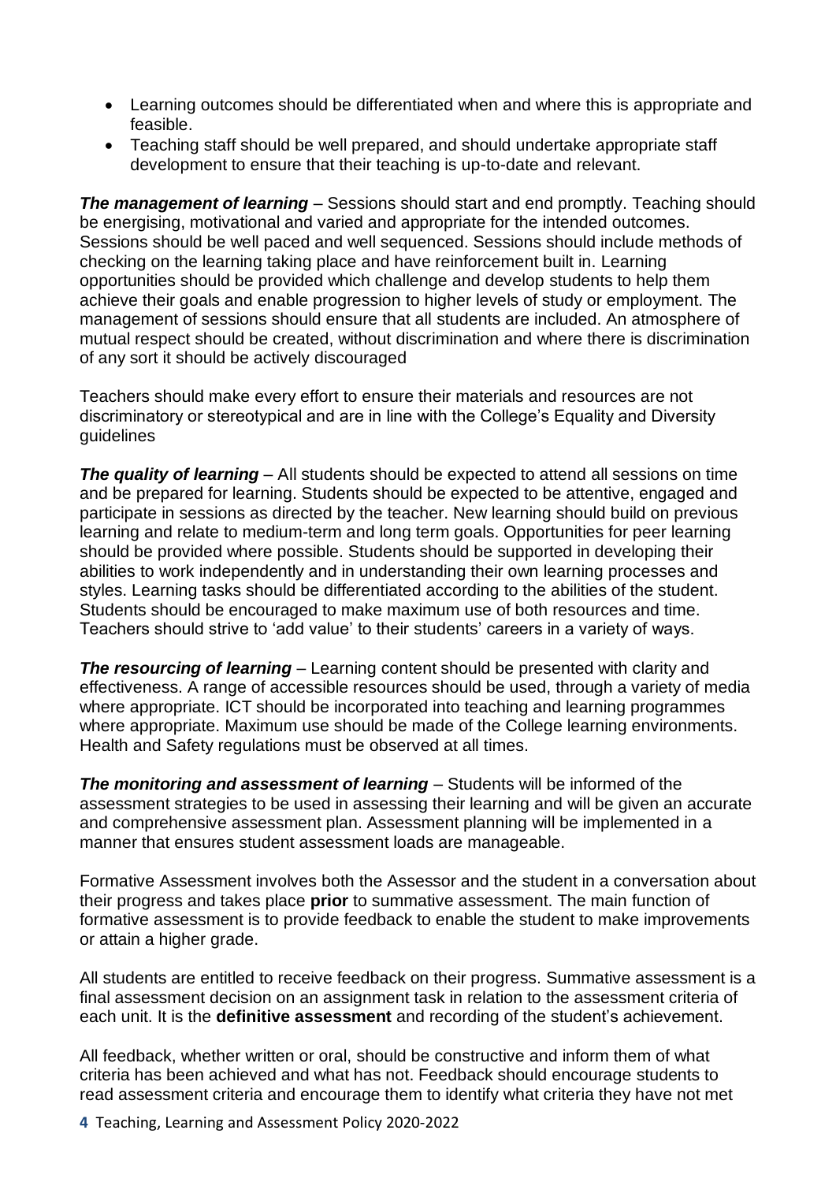- Learning outcomes should be differentiated when and where this is appropriate and feasible.
- Teaching staff should be well prepared, and should undertake appropriate staff development to ensure that their teaching is up-to-date and relevant.

***The management of learning*** – Sessions should start and end promptly. Teaching should be energising, motivational and varied and appropriate for the intended outcomes. Sessions should be well paced and well sequenced. Sessions should include methods of checking on the learning taking place and have reinforcement built in. Learning opportunities should be provided which challenge and develop students to help them achieve their goals and enable progression to higher levels of study or employment. The management of sessions should ensure that all students are included. An atmosphere of mutual respect should be created, without discrimination and where there is discrimination of any sort it should be actively discouraged

Teachers should make every effort to ensure their materials and resources are not discriminatory or stereotypical and are in line with the College's Equality and Diversity guidelines

***The quality of learning*** – All students should be expected to attend all sessions on time and be prepared for learning. Students should be expected to be attentive, engaged and participate in sessions as directed by the teacher. New learning should build on previous learning and relate to medium-term and long term goals. Opportunities for peer learning should be provided where possible. Students should be supported in developing their abilities to work independently and in understanding their own learning processes and styles. Learning tasks should be differentiated according to the abilities of the student. Students should be encouraged to make maximum use of both resources and time. Teachers should strive to 'add value' to their students' careers in a variety of ways.

***The resourcing of learning*** – Learning content should be presented with clarity and effectiveness. A range of accessible resources should be used, through a variety of media where appropriate. ICT should be incorporated into teaching and learning programmes where appropriate. Maximum use should be made of the College learning environments. Health and Safety regulations must be observed at all times.

***The monitoring and assessment of learning*** – Students will be informed of the assessment strategies to be used in assessing their learning and will be given an accurate and comprehensive assessment plan. Assessment planning will be implemented in a manner that ensures student assessment loads are manageable.

Formative Assessment involves both the Assessor and the student in a conversation about their progress and takes place **prior** to summative assessment. The main function of formative assessment is to provide feedback to enable the student to make improvements or attain a higher grade.

All students are entitled to receive feedback on their progress. Summative assessment is a final assessment decision on an assignment task in relation to the assessment criteria of each unit. It is the **definitive assessment** and recording of the student's achievement.

All feedback, whether written or oral, should be constructive and inform them of what criteria has been achieved and what has not. Feedback should encourage students to read assessment criteria and encourage them to identify what criteria they have not met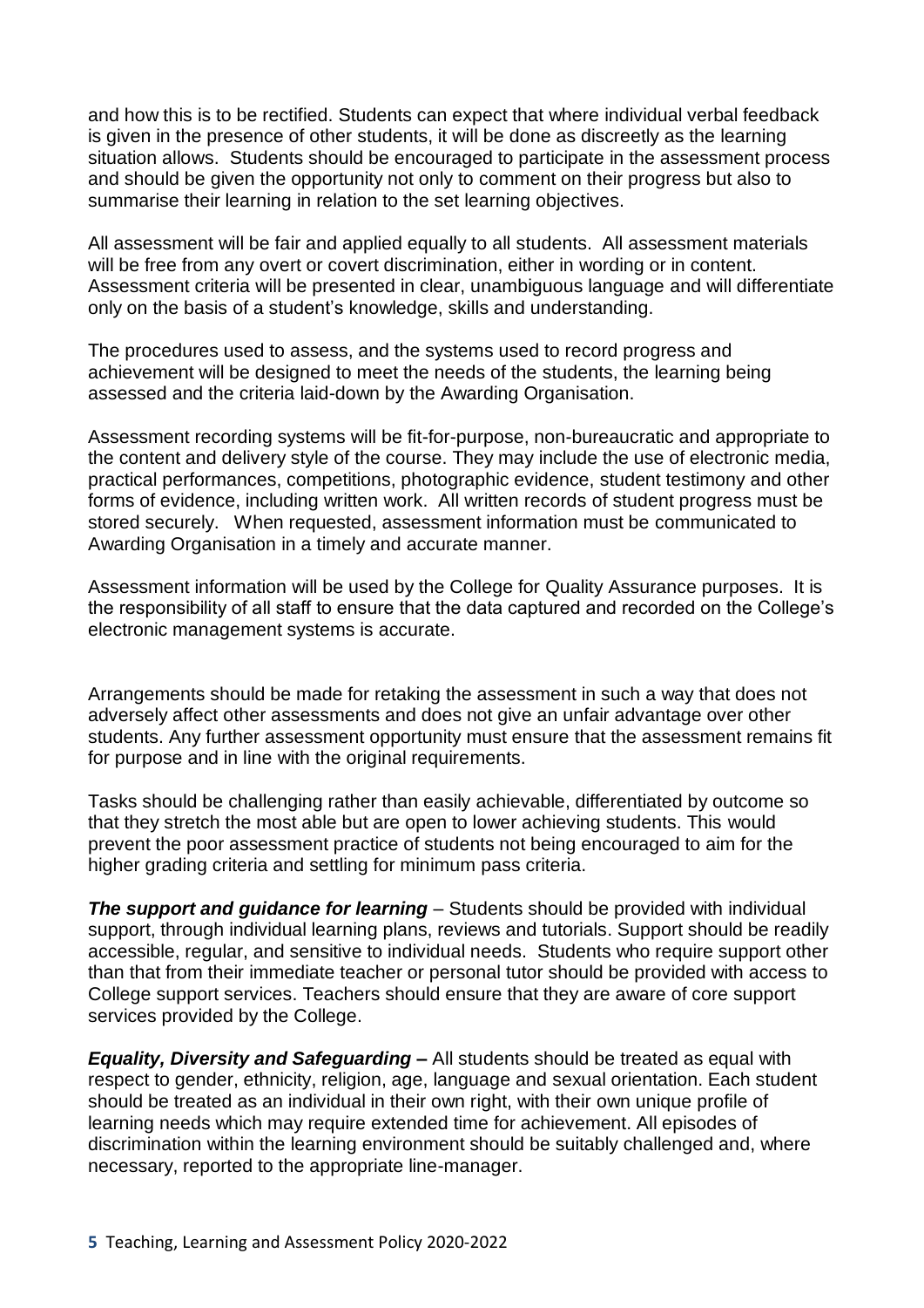and how this is to be rectified. Students can expect that where individual verbal feedback is given in the presence of other students, it will be done as discreetly as the learning situation allows. Students should be encouraged to participate in the assessment process and should be given the opportunity not only to comment on their progress but also to summarise their learning in relation to the set learning objectives.

All assessment will be fair and applied equally to all students. All assessment materials will be free from any overt or covert discrimination, either in wording or in content. Assessment criteria will be presented in clear, unambiguous language and will differentiate only on the basis of a student's knowledge, skills and understanding.

The procedures used to assess, and the systems used to record progress and achievement will be designed to meet the needs of the students, the learning being assessed and the criteria laid-down by the Awarding Organisation.

Assessment recording systems will be fit-for-purpose, non-bureaucratic and appropriate to the content and delivery style of the course. They may include the use of electronic media, practical performances, competitions, photographic evidence, student testimony and other forms of evidence, including written work. All written records of student progress must be stored securely. When requested, assessment information must be communicated to Awarding Organisation in a timely and accurate manner.

Assessment information will be used by the College for Quality Assurance purposes. It is the responsibility of all staff to ensure that the data captured and recorded on the College's electronic management systems is accurate.

Arrangements should be made for retaking the assessment in such a way that does not adversely affect other assessments and does not give an unfair advantage over other students. Any further assessment opportunity must ensure that the assessment remains fit for purpose and in line with the original requirements.

Tasks should be challenging rather than easily achievable, differentiated by outcome so that they stretch the most able but are open to lower achieving students. This would prevent the poor assessment practice of students not being encouraged to aim for the higher grading criteria and settling for minimum pass criteria.

***The support and guidance for learning*** – Students should be provided with individual support, through individual learning plans, reviews and tutorials. Support should be readily accessible, regular, and sensitive to individual needs. Students who require support other than that from their immediate teacher or personal tutor should be provided with access to College support services. Teachers should ensure that they are aware of core support services provided by the College.

***Equality, Diversity and Safeguarding –*** All students should be treated as equal with respect to gender, ethnicity, religion, age, language and sexual orientation. Each student should be treated as an individual in their own right, with their own unique profile of learning needs which may require extended time for achievement. All episodes of discrimination within the learning environment should be suitably challenged and, where necessary, reported to the appropriate line-manager.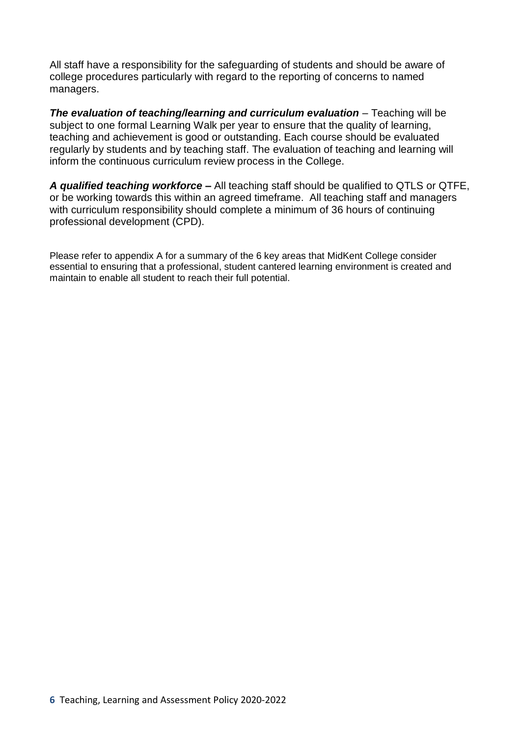All staff have a responsibility for the safeguarding of students and should be aware of college procedures particularly with regard to the reporting of concerns to named managers.

***The evaluation of teaching/learning and curriculum evaluation*** – Teaching will be subject to one formal Learning Walk per year to ensure that the quality of learning, teaching and achievement is good or outstanding. Each course should be evaluated regularly by students and by teaching staff. The evaluation of teaching and learning will inform the continuous curriculum review process in the College.

***A qualified teaching workforce*** **–** All teaching staff should be qualified to QTLS or QTFE, or be working towards this within an agreed timeframe. All teaching staff and managers with curriculum responsibility should complete a minimum of 36 hours of continuing professional development (CPD).

Please refer to appendix A for a summary of the 6 key areas that MidKent College consider essential to ensuring that a professional, student cantered learning environment is created and maintain to enable all student to reach their full potential.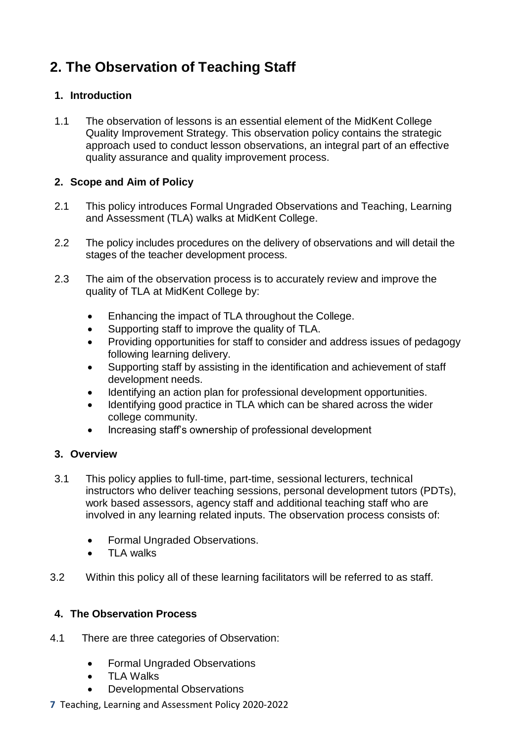# 2. The Observation of Teaching Staff

### 1. Introduction

1.1 The observation of lessons is an essential element of the MidKent College Quality Improvement Strategy. This observation policy contains the strategic approach used to conduct lesson observations, an integral part of an effective quality assurance and quality improvement process.

### 2. Scope and Aim of Policy

2.1 This policy introduces Formal Ungraded Observations and Teaching, Learning and Assessment (TLA) walks at MidKent College.

2.2 The policy includes procedures on the delivery of observations and will detail the stages of the teacher development process.

2.3 The aim of the observation process is to accurately review and improve the quality of TLA at MidKent College by:

- Enhancing the impact of TLA throughout the College.
- Supporting staff to improve the quality of TLA.
- Providing opportunities for staff to consider and address issues of pedagogy following learning delivery.
- Supporting staff by assisting in the identification and achievement of staff development needs.
- Identifying an action plan for professional development opportunities.
- Identifying good practice in TLA which can be shared across the wider college community.
- Increasing staff's ownership of professional development

### 3. Overview

3.1 This policy applies to full-time, part-time, sessional lecturers, technical instructors who deliver teaching sessions, personal development tutors (PDTs), work based assessors, agency staff and additional teaching staff who are involved in any learning related inputs. The observation process consists of:

- Formal Ungraded Observations.
- TLA walks

3.2 Within this policy all of these learning facilitators will be referred to as staff.

### 4. The Observation Process

4.1 There are three categories of Observation:

- Formal Ungraded Observations
- TLA Walks
- Developmental Observations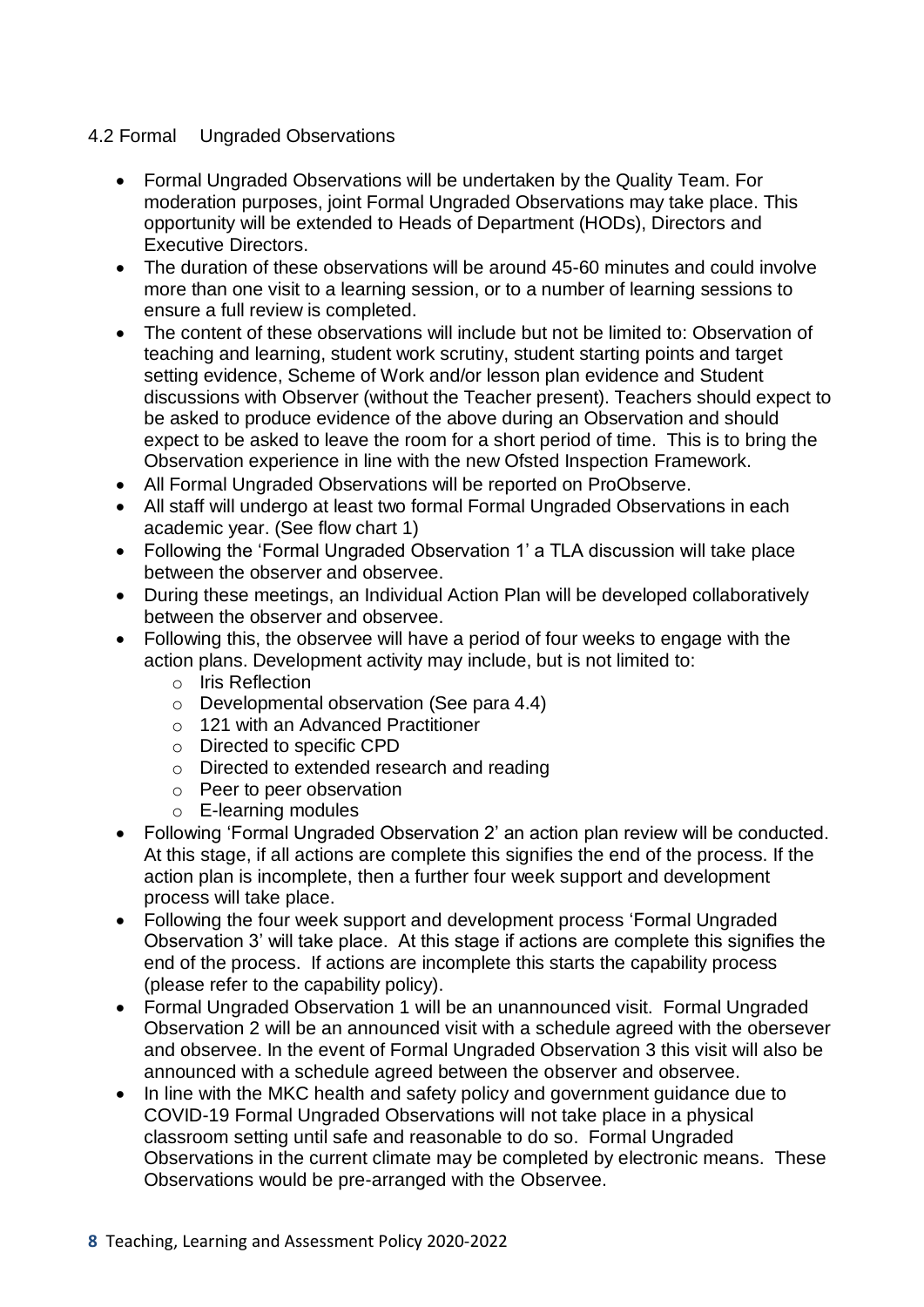### 4.2 Formal Ungraded Observations

- Formal Ungraded Observations will be undertaken by the Quality Team. For moderation purposes, joint Formal Ungraded Observations may take place. This opportunity will be extended to Heads of Department (HODs), Directors and Executive Directors.
- The duration of these observations will be around 45-60 minutes and could involve more than one visit to a learning session, or to a number of learning sessions to ensure a full review is completed.
- The content of these observations will include but not be limited to: Observation of teaching and learning, student work scrutiny, student starting points and target setting evidence, Scheme of Work and/or lesson plan evidence and Student discussions with Observer (without the Teacher present). Teachers should expect to be asked to produce evidence of the above during an Observation and should expect to be asked to leave the room for a short period of time. This is to bring the Observation experience in line with the new Ofsted Inspection Framework.
- All Formal Ungraded Observations will be reported on ProObserve.
- All staff will undergo at least two formal Formal Ungraded Observations in each academic year. (See flow chart 1)
- Following the 'Formal Ungraded Observation 1' a TLA discussion will take place between the observer and observee.
- During these meetings, an Individual Action Plan will be developed collaboratively between the observer and observee.
- Following this, the observee will have a period of four weeks to engage with the action plans. Development activity may include, but is not limited to:
  - Iris Reflection
  - Developmental observation (See para 4.4)
  - 121 with an Advanced Practitioner
  - Directed to specific CPD
  - Directed to extended research and reading
  - Peer to peer observation
  - E-learning modules
- Following 'Formal Ungraded Observation 2' an action plan review will be conducted. At this stage, if all actions are complete this signifies the end of the process. If the action plan is incomplete, then a further four week support and development process will take place.
- Following the four week support and development process 'Formal Ungraded Observation 3' will take place. At this stage if actions are complete this signifies the end of the process. If actions are incomplete this starts the capability process (please refer to the capability policy).
- Formal Ungraded Observation 1 will be an unannounced visit. Formal Ungraded Observation 2 will be an announced visit with a schedule agreed with the obersever and observee. In the event of Formal Ungraded Observation 3 this visit will also be announced with a schedule agreed between the observer and observee.
- In line with the MKC health and safety policy and government guidance due to COVID-19 Formal Ungraded Observations will not take place in a physical classroom setting until safe and reasonable to do so. Formal Ungraded Observations in the current climate may be completed by electronic means. These Observations would be pre-arranged with the Observee.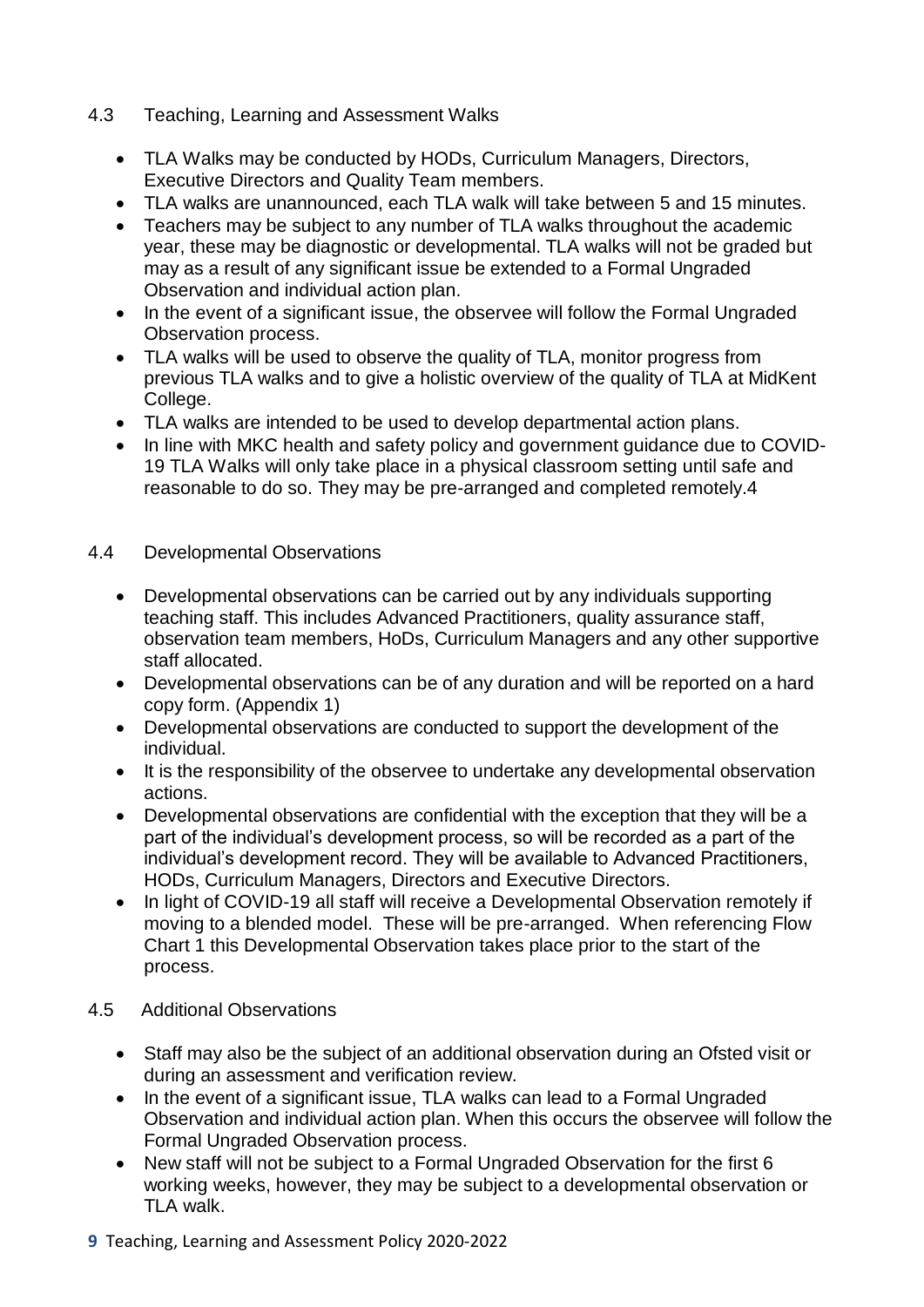## 4.3 Teaching, Learning and Assessment Walks

- TLA Walks may be conducted by HODs, Curriculum Managers, Directors, Executive Directors and Quality Team members.
- TLA walks are unannounced, each TLA walk will take between 5 and 15 minutes.
- Teachers may be subject to any number of TLA walks throughout the academic year, these may be diagnostic or developmental. TLA walks will not be graded but may as a result of any significant issue be extended to a Formal Ungraded Observation and individual action plan.
- In the event of a significant issue, the observee will follow the Formal Ungraded Observation process.
- TLA walks will be used to observe the quality of TLA, monitor progress from previous TLA walks and to give a holistic overview of the quality of TLA at MidKent College.
- TLA walks are intended to be used to develop departmental action plans.
- In line with MKC health and safety policy and government guidance due to COVID-19 TLA Walks will only take place in a physical classroom setting until safe and reasonable to do so. They may be pre-arranged and completed remotely.4

## 4.4 Developmental Observations

- Developmental observations can be carried out by any individuals supporting teaching staff. This includes Advanced Practitioners, quality assurance staff, observation team members, HoDs, Curriculum Managers and any other supportive staff allocated.
- Developmental observations can be of any duration and will be reported on a hard copy form. (Appendix 1)
- Developmental observations are conducted to support the development of the individual.
- It is the responsibility of the observee to undertake any developmental observation actions.
- Developmental observations are confidential with the exception that they will be a part of the individual's development process, so will be recorded as a part of the individual's development record. They will be available to Advanced Practitioners, HODs, Curriculum Managers, Directors and Executive Directors.
- In light of COVID-19 all staff will receive a Developmental Observation remotely if moving to a blended model. These will be pre-arranged. When referencing Flow Chart 1 this Developmental Observation takes place prior to the start of the process.

## 4.5 Additional Observations

- Staff may also be the subject of an additional observation during an Ofsted visit or during an assessment and verification review.
- In the event of a significant issue, TLA walks can lead to a Formal Ungraded Observation and individual action plan. When this occurs the observee will follow the Formal Ungraded Observation process.
- New staff will not be subject to a Formal Ungraded Observation for the first 6 working weeks, however, they may be subject to a developmental observation or TLA walk.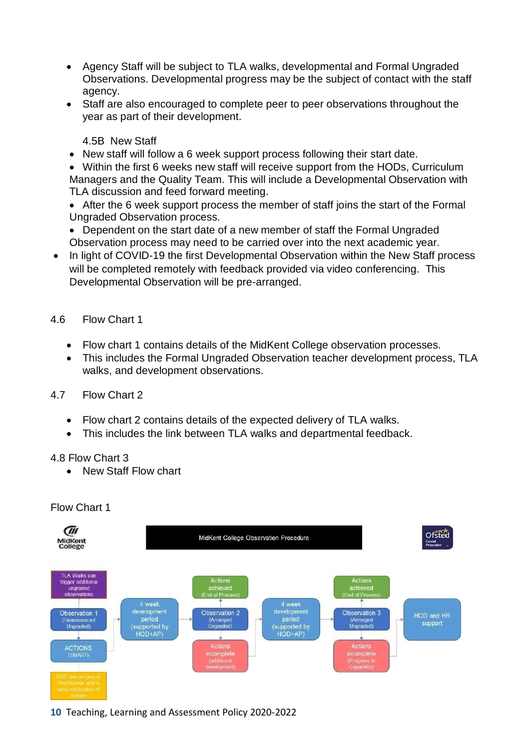- Agency Staff will be subject to TLA walks, developmental and Formal Ungraded Observations. Developmental progress may be the subject of contact with the staff agency.
- Staff are also encouraged to complete peer to peer observations throughout the year as part of their development.

4.5B New Staff

- New staff will follow a 6 week support process following their start date.
- Within the first 6 weeks new staff will receive support from the HODs, Curriculum Managers and the Quality Team. This will include a Developmental Observation with TLA discussion and feed forward meeting.
- After the 6 week support process the member of staff joins the start of the Formal Ungraded Observation process.
- Dependent on the start date of a new member of staff the Formal Ungraded Observation process may need to be carried over into the next academic year.
- In light of COVID-19 the first Developmental Observation within the New Staff process will be completed remotely with feedback provided via video conferencing. This Developmental Observation will be pre-arranged.

4.6 Flow Chart 1

- Flow chart 1 contains details of the MidKent College observation processes.
- This includes the Formal Ungraded Observation teacher development process, TLA walks, and development observations.

4.7 Flow Chart 2

- Flow chart 2 contains details of the expected delivery of TLA walks.
- This includes the link between TLA walks and departmental feedback.

4.8 Flow Chart 3

- New Staff Flow chart

Flow Chart 1

MidKent College Observation Procedure

- TLA Walks can trigger additional ungraded observations
- Observation 1 (Unannounced Ungraded)
- ACTIONS (SMART)
- HOD has access to ProObserve and is send notification of actions
- 4 week development period (supported by HOD+AP)
- Observation 2 (Arranged Ungraded)
  - Actions achieved (End of Process)
  - Actions incomplete (additional development)
- 4 week development period (supported by HOD+AP)
- Observation 3 (Arranged Ungraded)
  - Actions achieved (End of Process)
  - Actions incomplete (Progress to Capability)
- HOD and HR support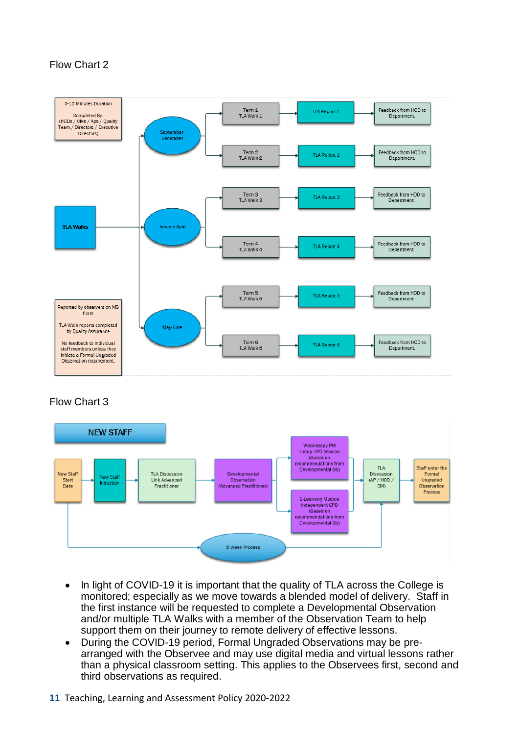Flow Chart 2

5-15 Minutes Duration

Completed By: (HODS / CMS / Aps / Quality Team / Directors / Executive Directors)

TLA Walks

- September-December
  - Term 1 TLA Walk 1 → TLA Report 1 → Feedback from HOD to Department.
  - Term 2 TLA Walk 2 → TLA Report 2 → Feedback from HOD to Department.
- January-April
  - Term 3 TLA Walk 3 → TLA Report 3 → Feedback from HOD to Department.
  - Term 4 TLA Walk 4 → TLA Report 4 → Feedback from HOD to Department.
- May-June
  - Term 5 TLA Walk 5 → TLA Report 5 → Feedback from HOD to Department.
  - Term 6 TLA Walk 6 → TLA Report 6 → Feedback from HOD to Department.

Reported by observers on MS Form

TLA Walk reports completed by Quality Assurance

No feedback to individual staff members unless they initiate a Formal Ungraded Observation requirement.

Flow Chart 3

NEW STAFF

New Staff Start Date → New Staff Induction → TLA Discussion Link Advanced Practitioner → Developmental Observation (Advanced Practitioner) → Wednesday PM Group CPD session (Based on recommendations from Developmental Ob) / E-Learning Module Independent CPD (Based on recommendations from Developmental Ob) → TLA Discussion (AP / HOD / CM) → Staff enter the Formal Ungraded Observation Process

6 Week Process

- In light of COVID-19 it is important that the quality of TLA across the College is monitored; especially as we move towards a blended model of delivery. Staff in the first instance will be requested to complete a Developmental Observation and/or multiple TLA Walks with a member of the Observation Team to help support them on their journey to remote delivery of effective lessons.
- During the COVID-19 period, Formal Ungraded Observations may be pre-arranged with the Observee and may use digital media and virtual lessons rather than a physical classroom setting. This applies to the Observees first, second and third observations as required.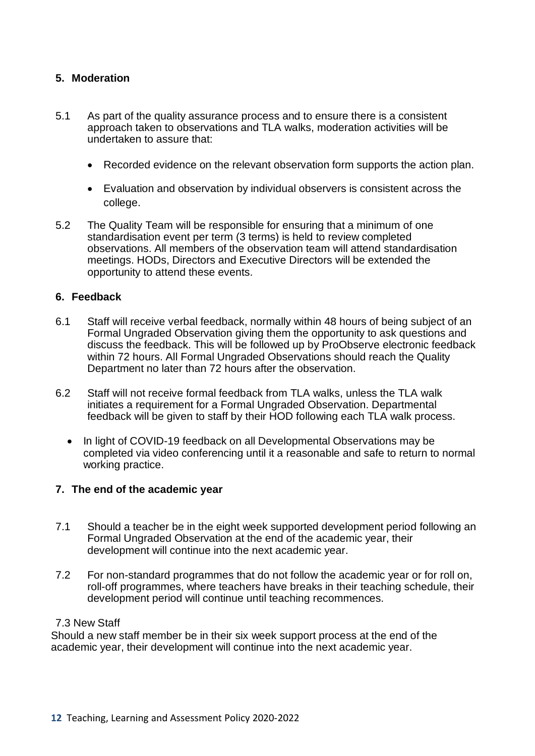## 5. Moderation

5.1 As part of the quality assurance process and to ensure there is a consistent approach taken to observations and TLA walks, moderation activities will be undertaken to assure that:

- Recorded evidence on the relevant observation form supports the action plan.
- Evaluation and observation by individual observers is consistent across the college.

5.2 The Quality Team will be responsible for ensuring that a minimum of one standardisation event per term (3 terms) is held to review completed observations. All members of the observation team will attend standardisation meetings. HODs, Directors and Executive Directors will be extended the opportunity to attend these events.

## 6. Feedback

6.1 Staff will receive verbal feedback, normally within 48 hours of being subject of an Formal Ungraded Observation giving them the opportunity to ask questions and discuss the feedback. This will be followed up by ProObserve electronic feedback within 72 hours. All Formal Ungraded Observations should reach the Quality Department no later than 72 hours after the observation.

6.2 Staff will not receive formal feedback from TLA walks, unless the TLA walk initiates a requirement for a Formal Ungraded Observation. Departmental feedback will be given to staff by their HOD following each TLA walk process.

- In light of COVID-19 feedback on all Developmental Observations may be completed via video conferencing until it a reasonable and safe to return to normal working practice.

## 7. The end of the academic year

7.1 Should a teacher be in the eight week supported development period following an Formal Ungraded Observation at the end of the academic year, their development will continue into the next academic year.

7.2 For non-standard programmes that do not follow the academic year or for roll on, roll-off programmes, where teachers have breaks in their teaching schedule, their development period will continue until teaching recommences.

7.3 New Staff

Should a new staff member be in their six week support process at the end of the academic year, their development will continue into the next academic year.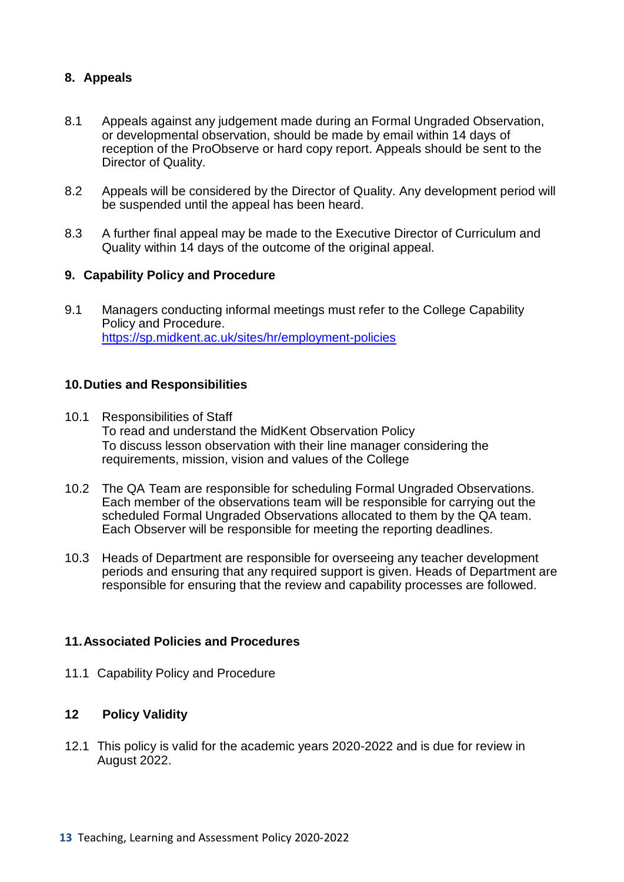## 8. Appeals

8.1 Appeals against any judgement made during an Formal Ungraded Observation, or developmental observation, should be made by email within 14 days of reception of the ProObserve or hard copy report. Appeals should be sent to the Director of Quality.

8.2 Appeals will be considered by the Director of Quality. Any development period will be suspended until the appeal has been heard.

8.3 A further final appeal may be made to the Executive Director of Curriculum and Quality within 14 days of the outcome of the original appeal.

## 9. Capability Policy and Procedure

9.1 Managers conducting informal meetings must refer to the College Capability Policy and Procedure.
https://sp.midkent.ac.uk/sites/hr/employment-policies

## 10. Duties and Responsibilities

10.1 Responsibilities of Staff
To read and understand the MidKent Observation Policy
To discuss lesson observation with their line manager considering the requirements, mission, vision and values of the College

10.2 The QA Team are responsible for scheduling Formal Ungraded Observations. Each member of the observations team will be responsible for carrying out the scheduled Formal Ungraded Observations allocated to them by the QA team. Each Observer will be responsible for meeting the reporting deadlines.

10.3 Heads of Department are responsible for overseeing any teacher development periods and ensuring that any required support is given. Heads of Department are responsible for ensuring that the review and capability processes are followed.

## 11. Associated Policies and Procedures

11.1 Capability Policy and Procedure

## 12 Policy Validity

12.1 This policy is valid for the academic years 2020-2022 and is due for review in August 2022.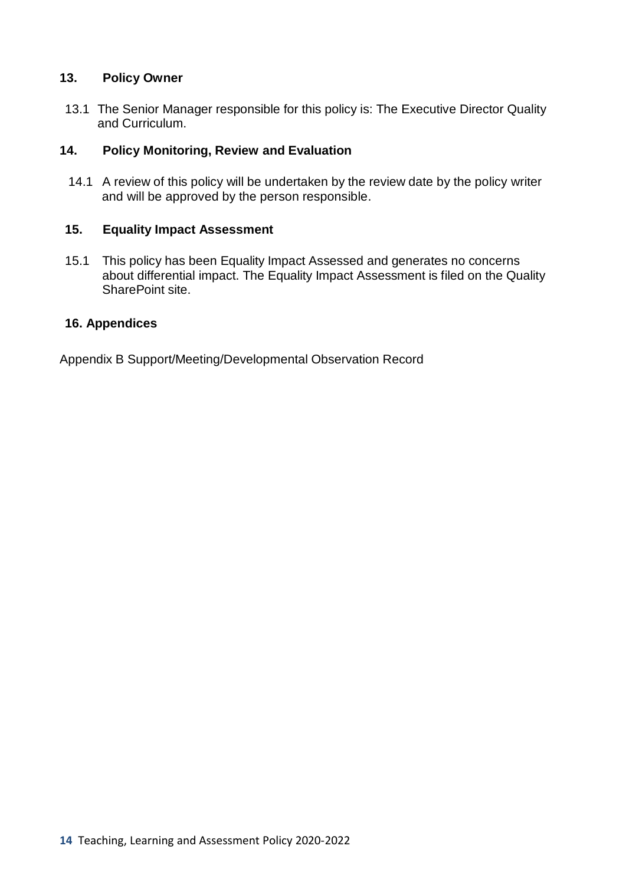## 13. Policy Owner

13.1 The Senior Manager responsible for this policy is: The Executive Director Quality and Curriculum.

## 14. Policy Monitoring, Review and Evaluation

14.1 A review of this policy will be undertaken by the review date by the policy writer and will be approved by the person responsible.

## 15. Equality Impact Assessment

15.1 This policy has been Equality Impact Assessed and generates no concerns about differential impact. The Equality Impact Assessment is filed on the Quality SharePoint site.

## 16. Appendices

Appendix B Support/Meeting/Developmental Observation Record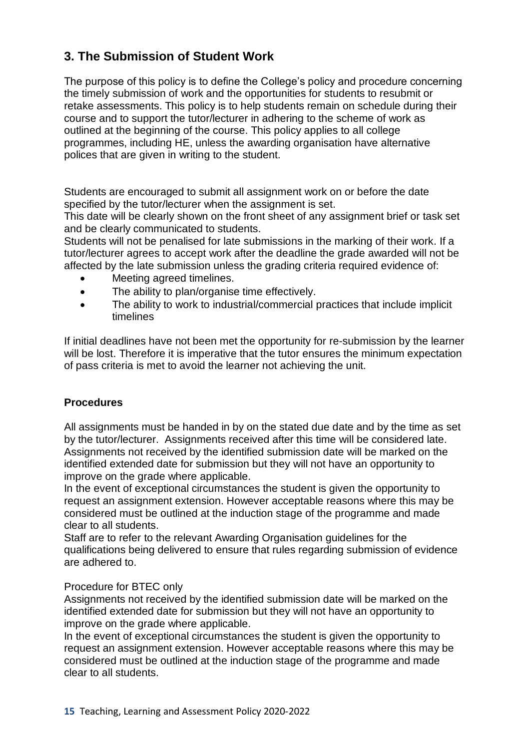## 3. The Submission of Student Work

The purpose of this policy is to define the College's policy and procedure concerning the timely submission of work and the opportunities for students to resubmit or retake assessments. This policy is to help students remain on schedule during their course and to support the tutor/lecturer in adhering to the scheme of work as outlined at the beginning of the course. This policy applies to all college programmes, including HE, unless the awarding organisation have alternative polices that are given in writing to the student.

Students are encouraged to submit all assignment work on or before the date specified by the tutor/lecturer when the assignment is set.
This date will be clearly shown on the front sheet of any assignment brief or task set and be clearly communicated to students.
Students will not be penalised for late submissions in the marking of their work. If a tutor/lecturer agrees to accept work after the deadline the grade awarded will not be affected by the late submission unless the grading criteria required evidence of:

- Meeting agreed timelines.
- The ability to plan/organise time effectively.
- The ability to work to industrial/commercial practices that include implicit timelines

If initial deadlines have not been met the opportunity for re-submission by the learner will be lost. Therefore it is imperative that the tutor ensures the minimum expectation of pass criteria is met to avoid the learner not achieving the unit.

**Procedures**

All assignments must be handed in by on the stated due date and by the time as set by the tutor/lecturer. Assignments received after this time will be considered late. Assignments not received by the identified submission date will be marked on the identified extended date for submission but they will not have an opportunity to improve on the grade where applicable.
In the event of exceptional circumstances the student is given the opportunity to request an assignment extension. However acceptable reasons where this may be considered must be outlined at the induction stage of the programme and made clear to all students.
Staff are to refer to the relevant Awarding Organisation guidelines for the qualifications being delivered to ensure that rules regarding submission of evidence are adhered to.

Procedure for BTEC only
Assignments not received by the identified submission date will be marked on the identified extended date for submission but they will not have an opportunity to improve on the grade where applicable.
In the event of exceptional circumstances the student is given the opportunity to request an assignment extension. However acceptable reasons where this may be considered must be outlined at the induction stage of the programme and made clear to all students.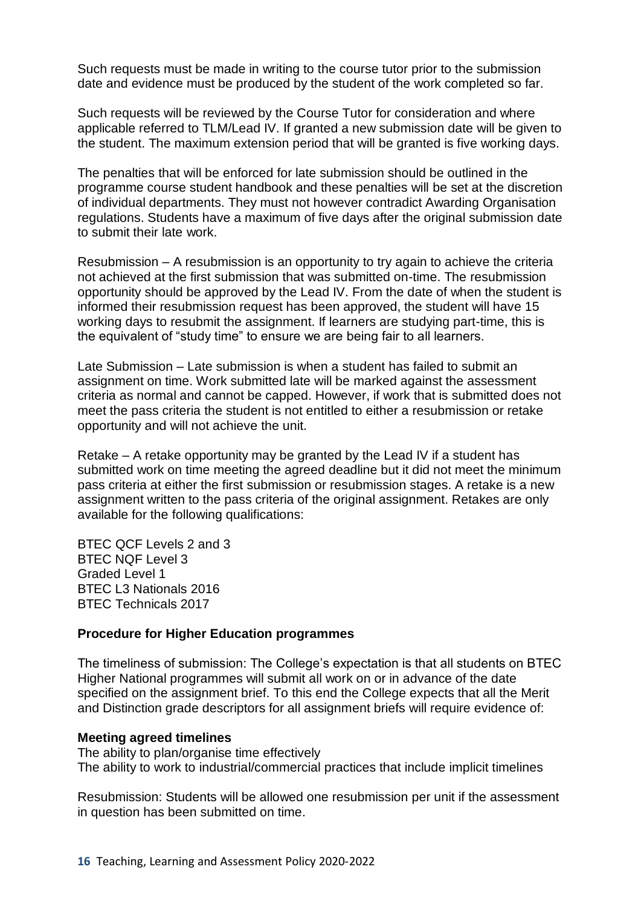Such requests must be made in writing to the course tutor prior to the submission date and evidence must be produced by the student of the work completed so far.

Such requests will be reviewed by the Course Tutor for consideration and where applicable referred to TLM/Lead IV. If granted a new submission date will be given to the student. The maximum extension period that will be granted is five working days.

The penalties that will be enforced for late submission should be outlined in the programme course student handbook and these penalties will be set at the discretion of individual departments. They must not however contradict Awarding Organisation regulations. Students have a maximum of five days after the original submission date to submit their late work.

Resubmission – A resubmission is an opportunity to try again to achieve the criteria not achieved at the first submission that was submitted on-time. The resubmission opportunity should be approved by the Lead IV. From the date of when the student is informed their resubmission request has been approved, the student will have 15 working days to resubmit the assignment. If learners are studying part-time, this is the equivalent of "study time" to ensure we are being fair to all learners.

Late Submission – Late submission is when a student has failed to submit an assignment on time. Work submitted late will be marked against the assessment criteria as normal and cannot be capped. However, if work that is submitted does not meet the pass criteria the student is not entitled to either a resubmission or retake opportunity and will not achieve the unit.

Retake – A retake opportunity may be granted by the Lead IV if a student has submitted work on time meeting the agreed deadline but it did not meet the minimum pass criteria at either the first submission or resubmission stages. A retake is a new assignment written to the pass criteria of the original assignment. Retakes are only available for the following qualifications:

BTEC QCF Levels 2 and 3
BTEC NQF Level 3
Graded Level 1
BTEC L3 Nationals 2016
BTEC Technicals 2017

**Procedure for Higher Education programmes**

The timeliness of submission: The College's expectation is that all students on BTEC Higher National programmes will submit all work on or in advance of the date specified on the assignment brief. To this end the College expects that all the Merit and Distinction grade descriptors for all assignment briefs will require evidence of:

**Meeting agreed timelines**
The ability to plan/organise time effectively
The ability to work to industrial/commercial practices that include implicit timelines

Resubmission: Students will be allowed one resubmission per unit if the assessment in question has been submitted on time.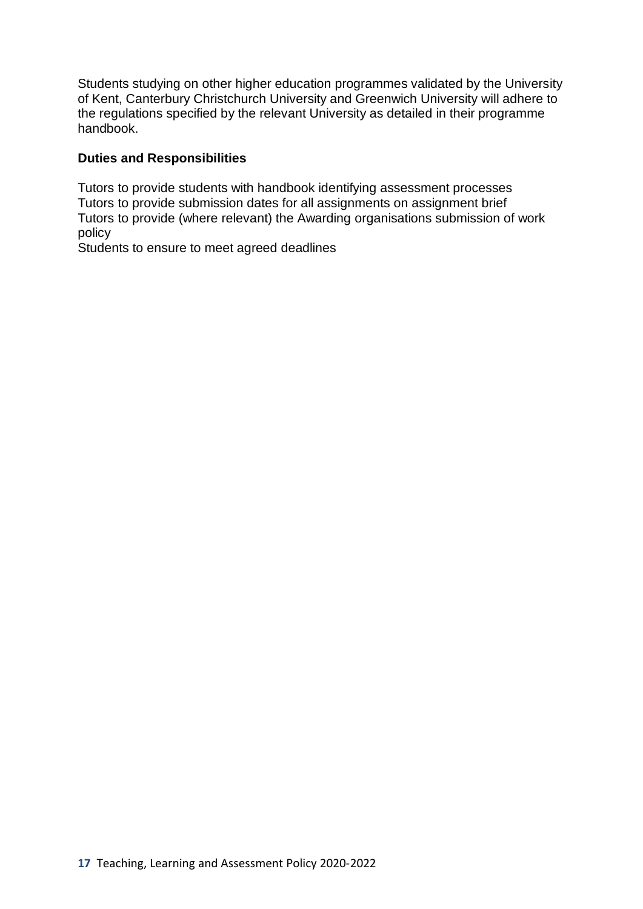Students studying on other higher education programmes validated by the University of Kent, Canterbury Christchurch University and Greenwich University will adhere to the regulations specified by the relevant University as detailed in their programme handbook.

**Duties and Responsibilities**

Tutors to provide students with handbook identifying assessment processes
Tutors to provide submission dates for all assignments on assignment brief
Tutors to provide (where relevant) the Awarding organisations submission of work policy
Students to ensure to meet agreed deadlines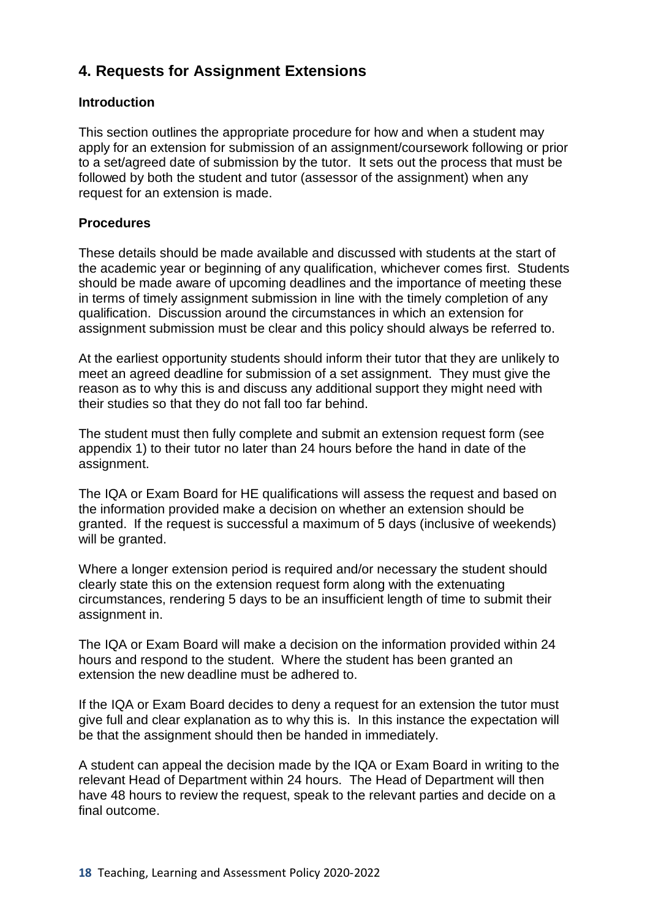## 4. Requests for Assignment Extensions

### Introduction

This section outlines the appropriate procedure for how and when a student may apply for an extension for submission of an assignment/coursework following or prior to a set/agreed date of submission by the tutor. It sets out the process that must be followed by both the student and tutor (assessor of the assignment) when any request for an extension is made.

### Procedures

These details should be made available and discussed with students at the start of the academic year or beginning of any qualification, whichever comes first. Students should be made aware of upcoming deadlines and the importance of meeting these in terms of timely assignment submission in line with the timely completion of any qualification. Discussion around the circumstances in which an extension for assignment submission must be clear and this policy should always be referred to.

At the earliest opportunity students should inform their tutor that they are unlikely to meet an agreed deadline for submission of a set assignment. They must give the reason as to why this is and discuss any additional support they might need with their studies so that they do not fall too far behind.

The student must then fully complete and submit an extension request form (see appendix 1) to their tutor no later than 24 hours before the hand in date of the assignment.

The IQA or Exam Board for HE qualifications will assess the request and based on the information provided make a decision on whether an extension should be granted. If the request is successful a maximum of 5 days (inclusive of weekends) will be granted.

Where a longer extension period is required and/or necessary the student should clearly state this on the extension request form along with the extenuating circumstances, rendering 5 days to be an insufficient length of time to submit their assignment in.

The IQA or Exam Board will make a decision on the information provided within 24 hours and respond to the student. Where the student has been granted an extension the new deadline must be adhered to.

If the IQA or Exam Board decides to deny a request for an extension the tutor must give full and clear explanation as to why this is. In this instance the expectation will be that the assignment should then be handed in immediately.

A student can appeal the decision made by the IQA or Exam Board in writing to the relevant Head of Department within 24 hours. The Head of Department will then have 48 hours to review the request, speak to the relevant parties and decide on a final outcome.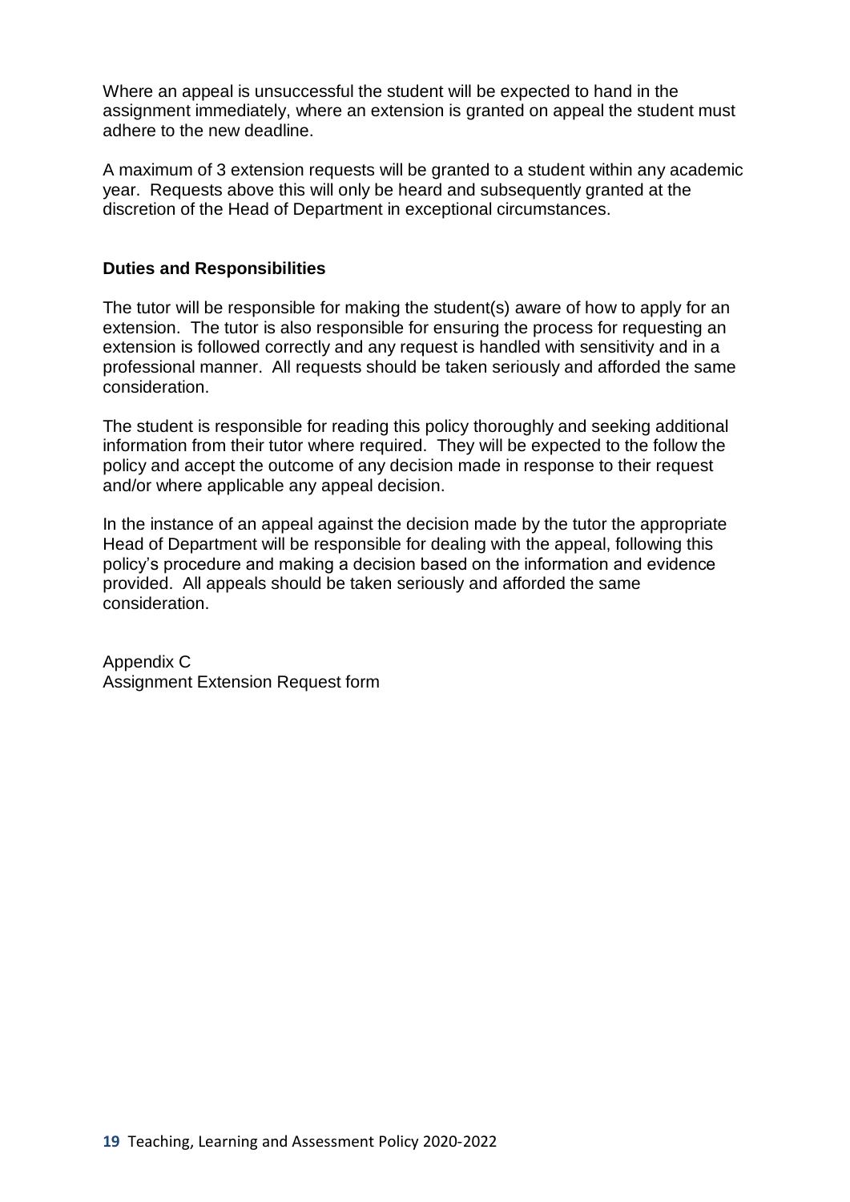Where an appeal is unsuccessful the student will be expected to hand in the assignment immediately, where an extension is granted on appeal the student must adhere to the new deadline.

A maximum of 3 extension requests will be granted to a student within any academic year. Requests above this will only be heard and subsequently granted at the discretion of the Head of Department in exceptional circumstances.

**Duties and Responsibilities**

The tutor will be responsible for making the student(s) aware of how to apply for an extension. The tutor is also responsible for ensuring the process for requesting an extension is followed correctly and any request is handled with sensitivity and in a professional manner. All requests should be taken seriously and afforded the same consideration.

The student is responsible for reading this policy thoroughly and seeking additional information from their tutor where required. They will be expected to the follow the policy and accept the outcome of any decision made in response to their request and/or where applicable any appeal decision.

In the instance of an appeal against the decision made by the tutor the appropriate Head of Department will be responsible for dealing with the appeal, following this policy's procedure and making a decision based on the information and evidence provided. All appeals should be taken seriously and afforded the same consideration.

Appendix C
Assignment Extension Request form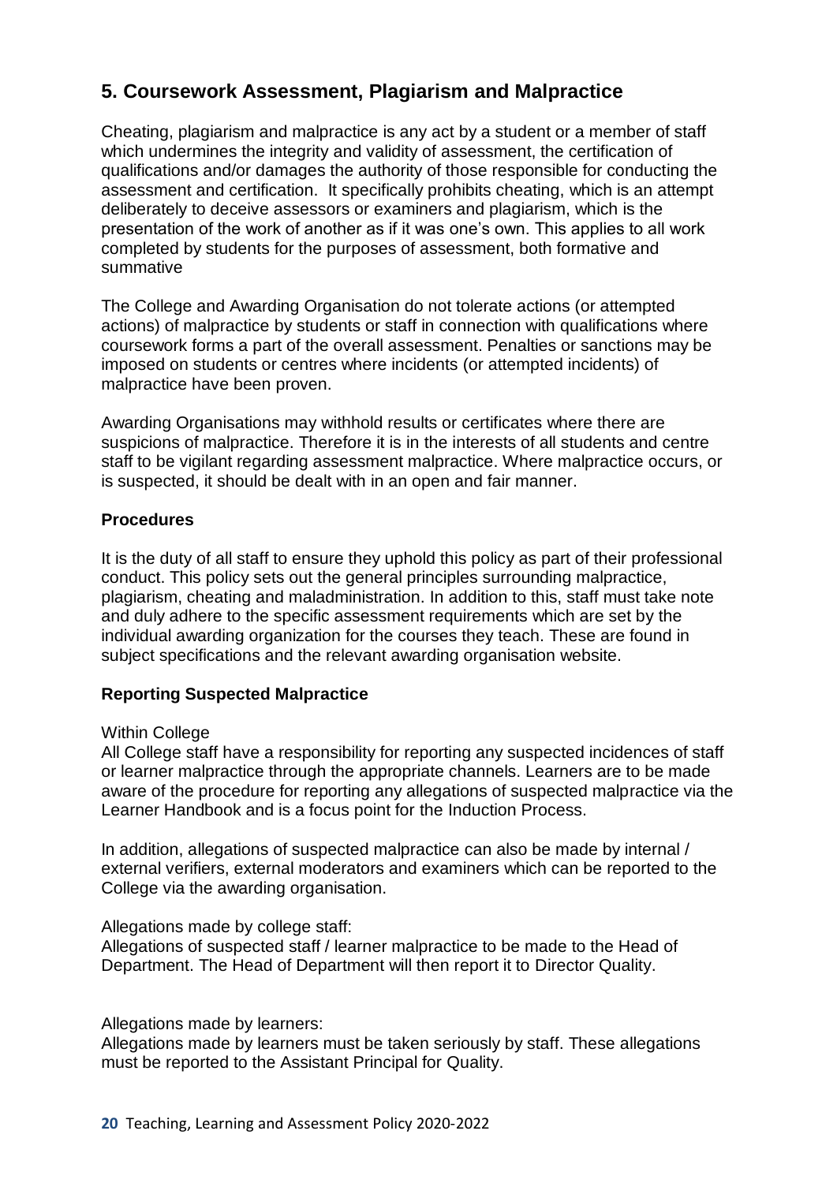## 5. Coursework Assessment, Plagiarism and Malpractice

Cheating, plagiarism and malpractice is any act by a student or a member of staff which undermines the integrity and validity of assessment, the certification of qualifications and/or damages the authority of those responsible for conducting the assessment and certification. It specifically prohibits cheating, which is an attempt deliberately to deceive assessors or examiners and plagiarism, which is the presentation of the work of another as if it was one's own. This applies to all work completed by students for the purposes of assessment, both formative and summative

The College and Awarding Organisation do not tolerate actions (or attempted actions) of malpractice by students or staff in connection with qualifications where coursework forms a part of the overall assessment. Penalties or sanctions may be imposed on students or centres where incidents (or attempted incidents) of malpractice have been proven.

Awarding Organisations may withhold results or certificates where there are suspicions of malpractice. Therefore it is in the interests of all students and centre staff to be vigilant regarding assessment malpractice. Where malpractice occurs, or is suspected, it should be dealt with in an open and fair manner.

**Procedures**

It is the duty of all staff to ensure they uphold this policy as part of their professional conduct. This policy sets out the general principles surrounding malpractice, plagiarism, cheating and maladministration. In addition to this, staff must take note and duly adhere to the specific assessment requirements which are set by the individual awarding organization for the courses they teach. These are found in subject specifications and the relevant awarding organisation website.

**Reporting Suspected Malpractice**

Within College
All College staff have a responsibility for reporting any suspected incidences of staff or learner malpractice through the appropriate channels. Learners are to be made aware of the procedure for reporting any allegations of suspected malpractice via the Learner Handbook and is a focus point for the Induction Process.

In addition, allegations of suspected malpractice can also be made by internal / external verifiers, external moderators and examiners which can be reported to the College via the awarding organisation.

Allegations made by college staff:
Allegations of suspected staff / learner malpractice to be made to the Head of Department. The Head of Department will then report it to Director Quality.

Allegations made by learners:
Allegations made by learners must be taken seriously by staff. These allegations must be reported to the Assistant Principal for Quality.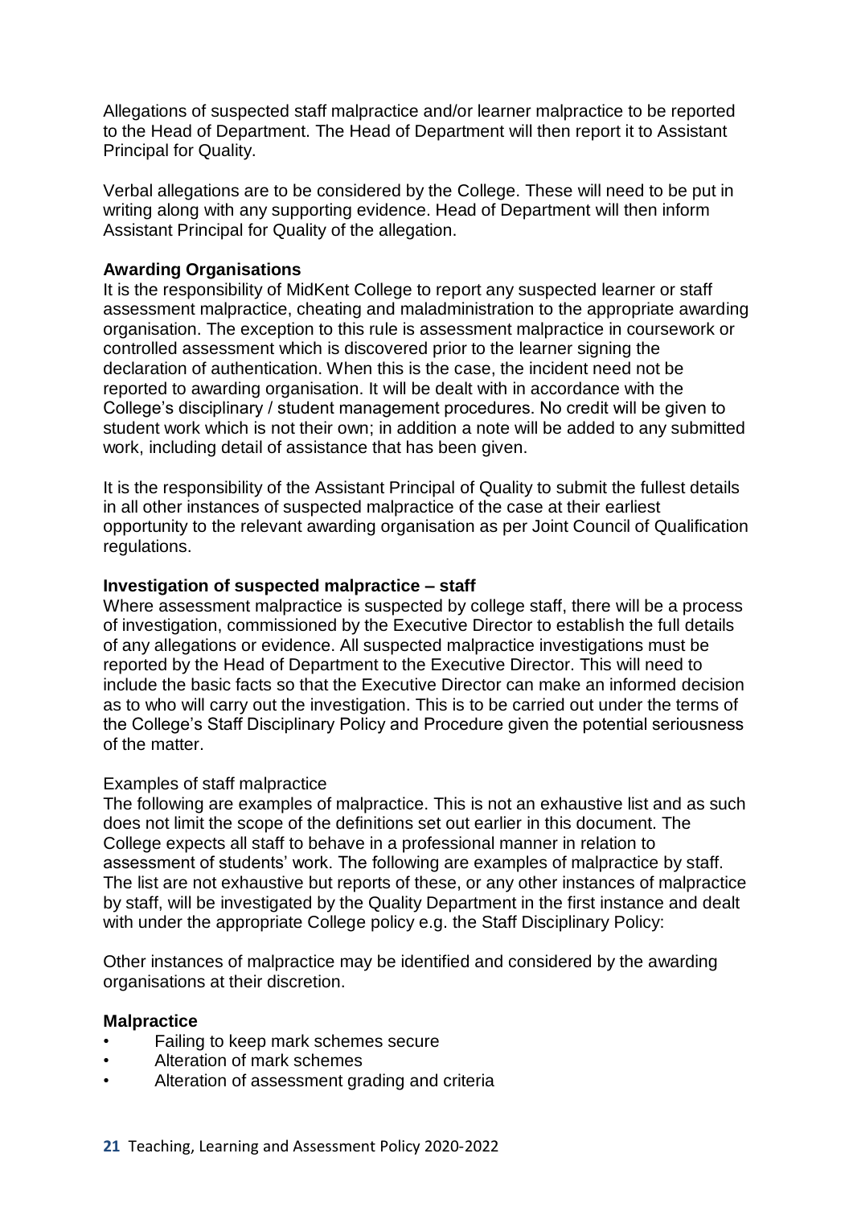Allegations of suspected staff malpractice and/or learner malpractice to be reported to the Head of Department. The Head of Department will then report it to Assistant Principal for Quality.

Verbal allegations are to be considered by the College. These will need to be put in writing along with any supporting evidence. Head of Department will then inform Assistant Principal for Quality of the allegation.

**Awarding Organisations**

It is the responsibility of MidKent College to report any suspected learner or staff assessment malpractice, cheating and maladministration to the appropriate awarding organisation. The exception to this rule is assessment malpractice in coursework or controlled assessment which is discovered prior to the learner signing the declaration of authentication. When this is the case, the incident need not be reported to awarding organisation. It will be dealt with in accordance with the College's disciplinary / student management procedures. No credit will be given to student work which is not their own; in addition a note will be added to any submitted work, including detail of assistance that has been given.

It is the responsibility of the Assistant Principal of Quality to submit the fullest details in all other instances of suspected malpractice of the case at their earliest opportunity to the relevant awarding organisation as per Joint Council of Qualification regulations.

**Investigation of suspected malpractice – staff**

Where assessment malpractice is suspected by college staff, there will be a process of investigation, commissioned by the Executive Director to establish the full details of any allegations or evidence. All suspected malpractice investigations must be reported by the Head of Department to the Executive Director. This will need to include the basic facts so that the Executive Director can make an informed decision as to who will carry out the investigation. This is to be carried out under the terms of the College's Staff Disciplinary Policy and Procedure given the potential seriousness of the matter.

Examples of staff malpractice

The following are examples of malpractice. This is not an exhaustive list and as such does not limit the scope of the definitions set out earlier in this document. The College expects all staff to behave in a professional manner in relation to assessment of students' work. The following are examples of malpractice by staff. The list are not exhaustive but reports of these, or any other instances of malpractice by staff, will be investigated by the Quality Department in the first instance and dealt with under the appropriate College policy e.g. the Staff Disciplinary Policy:

Other instances of malpractice may be identified and considered by the awarding organisations at their discretion.

**Malpractice**

- Failing to keep mark schemes secure
- Alteration of mark schemes
- Alteration of assessment grading and criteria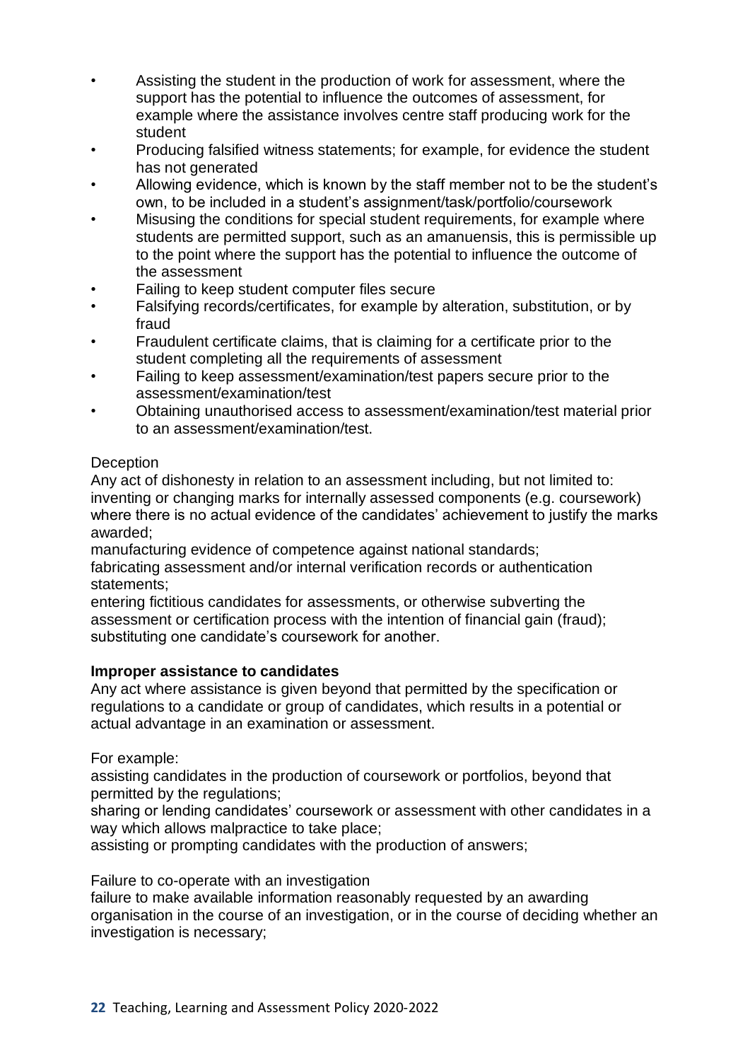- Assisting the student in the production of work for assessment, where the support has the potential to influence the outcomes of assessment, for example where the assistance involves centre staff producing work for the student
- Producing falsified witness statements; for example, for evidence the student has not generated
- Allowing evidence, which is known by the staff member not to be the student's own, to be included in a student's assignment/task/portfolio/coursework
- Misusing the conditions for special student requirements, for example where students are permitted support, such as an amanuensis, this is permissible up to the point where the support has the potential to influence the outcome of the assessment
- Failing to keep student computer files secure
- Falsifying records/certificates, for example by alteration, substitution, or by fraud
- Fraudulent certificate claims, that is claiming for a certificate prior to the student completing all the requirements of assessment
- Failing to keep assessment/examination/test papers secure prior to the assessment/examination/test
- Obtaining unauthorised access to assessment/examination/test material prior to an assessment/examination/test.

Deception

Any act of dishonesty in relation to an assessment including, but not limited to:
inventing or changing marks for internally assessed components (e.g. coursework) where there is no actual evidence of the candidates' achievement to justify the marks awarded;
manufacturing evidence of competence against national standards;
fabricating assessment and/or internal verification records or authentication statements;
entering fictitious candidates for assessments, or otherwise subverting the assessment or certification process with the intention of financial gain (fraud);
substituting one candidate's coursework for another.

**Improper assistance to candidates**

Any act where assistance is given beyond that permitted by the specification or regulations to a candidate or group of candidates, which results in a potential or actual advantage in an examination or assessment.

For example:
assisting candidates in the production of coursework or portfolios, beyond that permitted by the regulations;
sharing or lending candidates' coursework or assessment with other candidates in a way which allows malpractice to take place;
assisting or prompting candidates with the production of answers;

Failure to co-operate with an investigation
failure to make available information reasonably requested by an awarding organisation in the course of an investigation, or in the course of deciding whether an investigation is necessary;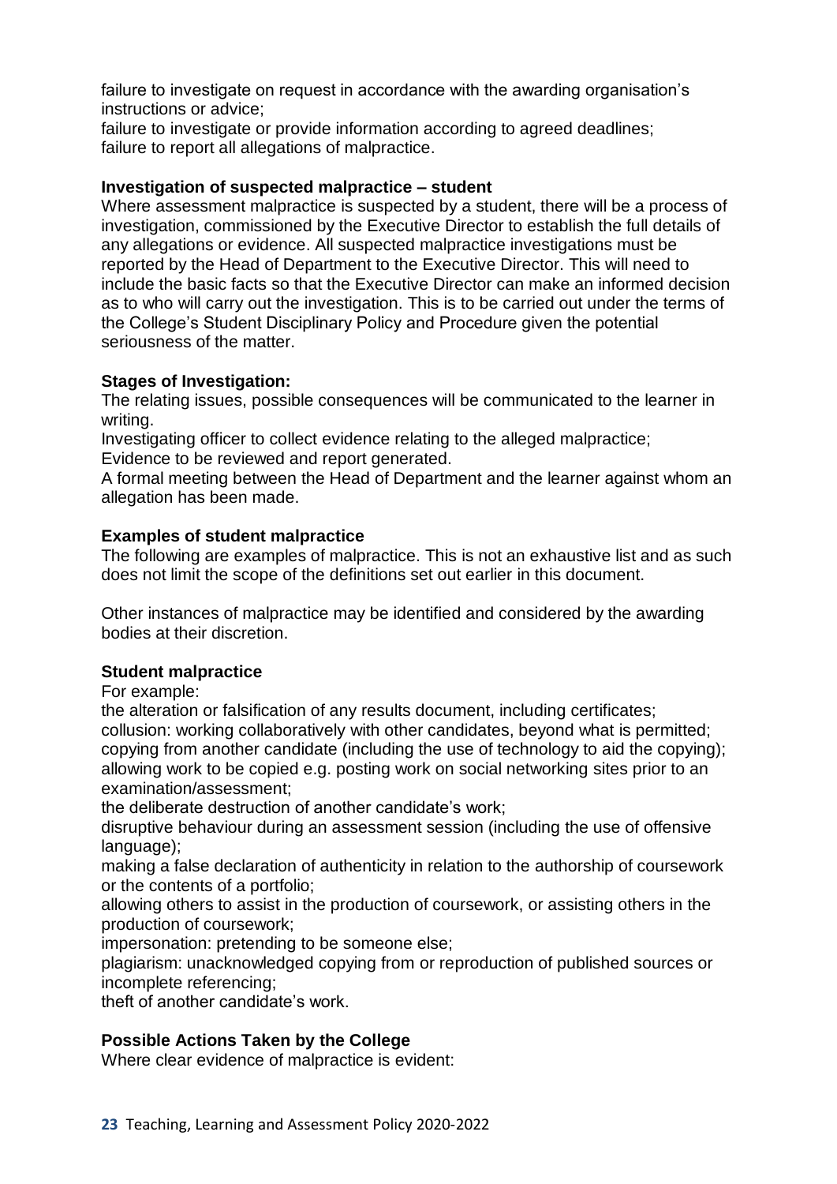failure to investigate on request in accordance with the awarding organisation's instructions or advice;
failure to investigate or provide information according to agreed deadlines;
failure to report all allegations of malpractice.

**Investigation of suspected malpractice – student**

Where assessment malpractice is suspected by a student, there will be a process of investigation, commissioned by the Executive Director to establish the full details of any allegations or evidence. All suspected malpractice investigations must be reported by the Head of Department to the Executive Director. This will need to include the basic facts so that the Executive Director can make an informed decision as to who will carry out the investigation. This is to be carried out under the terms of the College's Student Disciplinary Policy and Procedure given the potential seriousness of the matter.

**Stages of Investigation:**

The relating issues, possible consequences will be communicated to the learner in writing.
Investigating officer to collect evidence relating to the alleged malpractice;
Evidence to be reviewed and report generated.
A formal meeting between the Head of Department and the learner against whom an allegation has been made.

**Examples of student malpractice**

The following are examples of malpractice. This is not an exhaustive list and as such does not limit the scope of the definitions set out earlier in this document.

Other instances of malpractice may be identified and considered by the awarding bodies at their discretion.

**Student malpractice**

For example:
the alteration or falsification of any results document, including certificates;
collusion: working collaboratively with other candidates, beyond what is permitted;
copying from another candidate (including the use of technology to aid the copying);
allowing work to be copied e.g. posting work on social networking sites prior to an examination/assessment;
the deliberate destruction of another candidate's work;
disruptive behaviour during an assessment session (including the use of offensive language);
making a false declaration of authenticity in relation to the authorship of coursework or the contents of a portfolio;
allowing others to assist in the production of coursework, or assisting others in the production of coursework;
impersonation: pretending to be someone else;
plagiarism: unacknowledged copying from or reproduction of published sources or incomplete referencing;
theft of another candidate's work.

**Possible Actions Taken by the College**

Where clear evidence of malpractice is evident: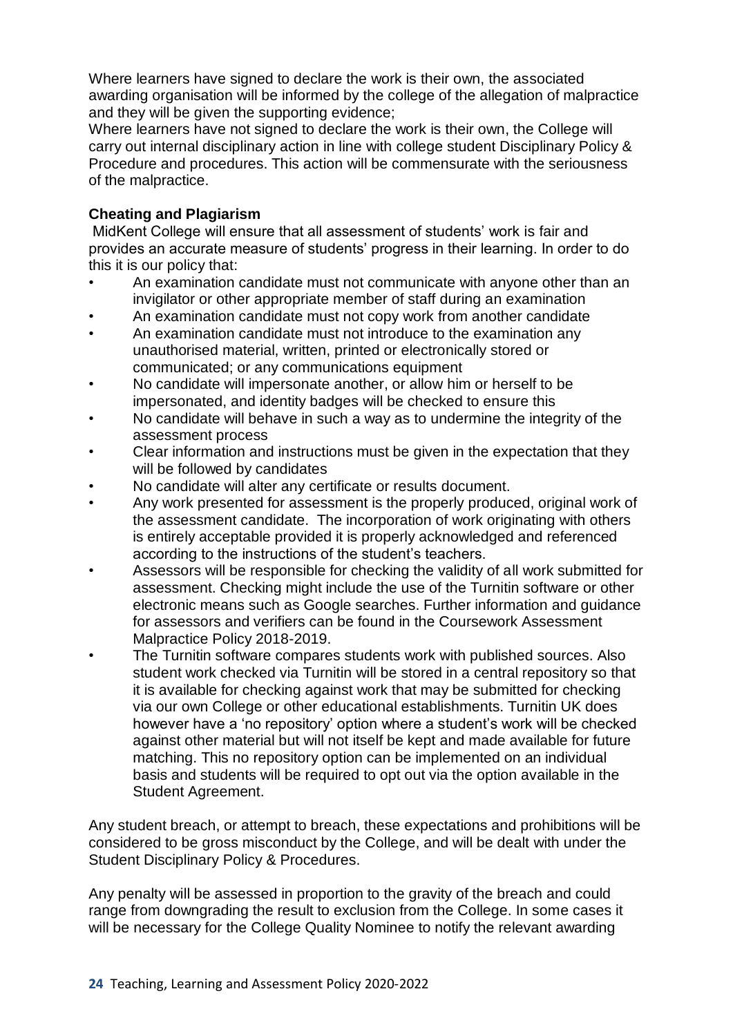Where learners have signed to declare the work is their own, the associated awarding organisation will be informed by the college of the allegation of malpractice and they will be given the supporting evidence;

Where learners have not signed to declare the work is their own, the College will carry out internal disciplinary action in line with college student Disciplinary Policy & Procedure and procedures. This action will be commensurate with the seriousness of the malpractice.

**Cheating and Plagiarism**

MidKent College will ensure that all assessment of students' work is fair and provides an accurate measure of students' progress in their learning. In order to do this it is our policy that:

- An examination candidate must not communicate with anyone other than an invigilator or other appropriate member of staff during an examination
- An examination candidate must not copy work from another candidate
- An examination candidate must not introduce to the examination any unauthorised material, written, printed or electronically stored or communicated; or any communications equipment
- No candidate will impersonate another, or allow him or herself to be impersonated, and identity badges will be checked to ensure this
- No candidate will behave in such a way as to undermine the integrity of the assessment process
- Clear information and instructions must be given in the expectation that they will be followed by candidates
- No candidate will alter any certificate or results document.
- Any work presented for assessment is the properly produced, original work of the assessment candidate. The incorporation of work originating with others is entirely acceptable provided it is properly acknowledged and referenced according to the instructions of the student's teachers.
- Assessors will be responsible for checking the validity of all work submitted for assessment. Checking might include the use of the Turnitin software or other electronic means such as Google searches. Further information and guidance for assessors and verifiers can be found in the Coursework Assessment Malpractice Policy 2018-2019.
- The Turnitin software compares students work with published sources. Also student work checked via Turnitin will be stored in a central repository so that it is available for checking against work that may be submitted for checking via our own College or other educational establishments. Turnitin UK does however have a 'no repository' option where a student's work will be checked against other material but will not itself be kept and made available for future matching. This no repository option can be implemented on an individual basis and students will be required to opt out via the option available in the Student Agreement.

Any student breach, or attempt to breach, these expectations and prohibitions will be considered to be gross misconduct by the College, and will be dealt with under the Student Disciplinary Policy & Procedures.

Any penalty will be assessed in proportion to the gravity of the breach and could range from downgrading the result to exclusion from the College. In some cases it will be necessary for the College Quality Nominee to notify the relevant awarding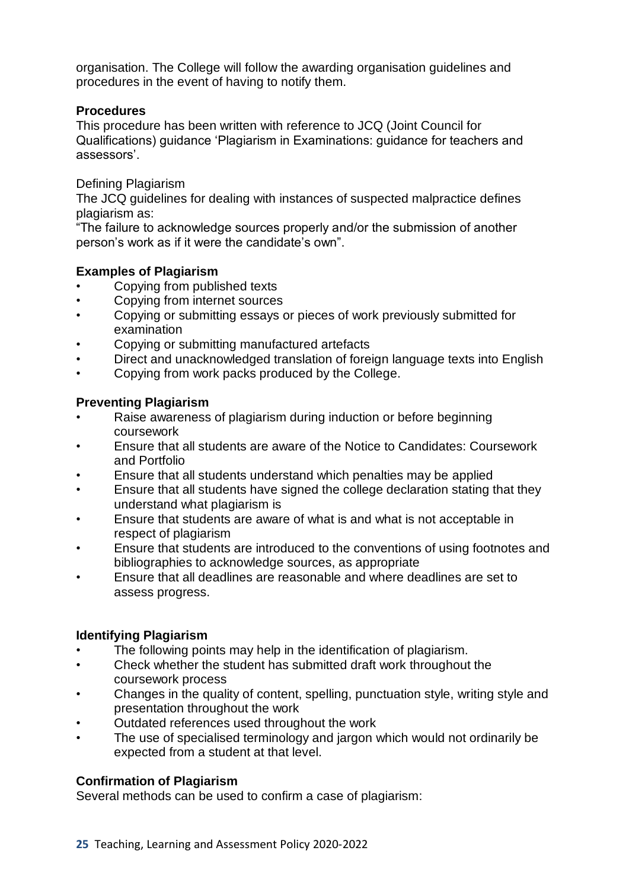organisation. The College will follow the awarding organisation guidelines and procedures in the event of having to notify them.

**Procedures**

This procedure has been written with reference to JCQ (Joint Council for Qualifications) guidance 'Plagiarism in Examinations: guidance for teachers and assessors'.

Defining Plagiarism

The JCQ guidelines for dealing with instances of suspected malpractice defines plagiarism as:

"The failure to acknowledge sources properly and/or the submission of another person's work as if it were the candidate's own".

**Examples of Plagiarism**

- Copying from published texts
- Copying from internet sources
- Copying or submitting essays or pieces of work previously submitted for examination
- Copying or submitting manufactured artefacts
- Direct and unacknowledged translation of foreign language texts into English
- Copying from work packs produced by the College.

**Preventing Plagiarism**

- Raise awareness of plagiarism during induction or before beginning coursework
- Ensure that all students are aware of the Notice to Candidates: Coursework and Portfolio
- Ensure that all students understand which penalties may be applied
- Ensure that all students have signed the college declaration stating that they understand what plagiarism is
- Ensure that students are aware of what is and what is not acceptable in respect of plagiarism
- Ensure that students are introduced to the conventions of using footnotes and bibliographies to acknowledge sources, as appropriate
- Ensure that all deadlines are reasonable and where deadlines are set to assess progress.

**Identifying Plagiarism**

- The following points may help in the identification of plagiarism.
- Check whether the student has submitted draft work throughout the coursework process
- Changes in the quality of content, spelling, punctuation style, writing style and presentation throughout the work
- Outdated references used throughout the work
- The use of specialised terminology and jargon which would not ordinarily be expected from a student at that level.

**Confirmation of Plagiarism**

Several methods can be used to confirm a case of plagiarism: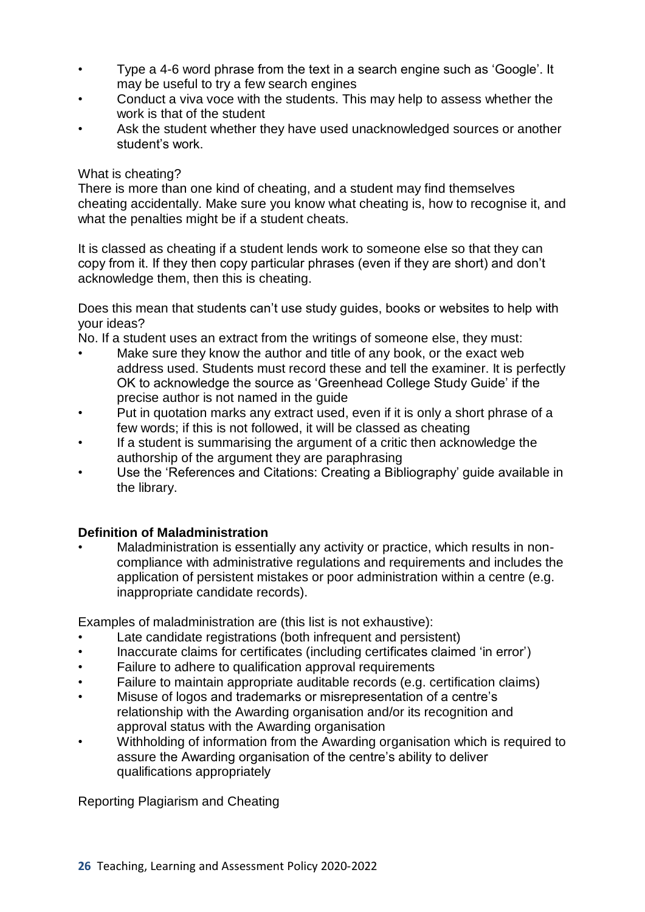- Type a 4-6 word phrase from the text in a search engine such as 'Google'. It may be useful to try a few search engines
- Conduct a viva voce with the students. This may help to assess whether the work is that of the student
- Ask the student whether they have used unacknowledged sources or another student's work.

What is cheating?

There is more than one kind of cheating, and a student may find themselves cheating accidentally. Make sure you know what cheating is, how to recognise it, and what the penalties might be if a student cheats.

It is classed as cheating if a student lends work to someone else so that they can copy from it. If they then copy particular phrases (even if they are short) and don't acknowledge them, then this is cheating.

Does this mean that students can't use study guides, books or websites to help with your ideas?

No. If a student uses an extract from the writings of someone else, they must:

- Make sure they know the author and title of any book, or the exact web address used. Students must record these and tell the examiner. It is perfectly OK to acknowledge the source as 'Greenhead College Study Guide' if the precise author is not named in the guide
- Put in quotation marks any extract used, even if it is only a short phrase of a few words; if this is not followed, it will be classed as cheating
- If a student is summarising the argument of a critic then acknowledge the authorship of the argument they are paraphrasing
- Use the 'References and Citations: Creating a Bibliography' guide available in the library.

**Definition of Maladministration**

- Maladministration is essentially any activity or practice, which results in non-compliance with administrative regulations and requirements and includes the application of persistent mistakes or poor administration within a centre (e.g. inappropriate candidate records).

Examples of maladministration are (this list is not exhaustive):

- Late candidate registrations (both infrequent and persistent)
- Inaccurate claims for certificates (including certificates claimed 'in error')
- Failure to adhere to qualification approval requirements
- Failure to maintain appropriate auditable records (e.g. certification claims)
- Misuse of logos and trademarks or misrepresentation of a centre's relationship with the Awarding organisation and/or its recognition and approval status with the Awarding organisation
- Withholding of information from the Awarding organisation which is required to assure the Awarding organisation of the centre's ability to deliver qualifications appropriately

Reporting Plagiarism and Cheating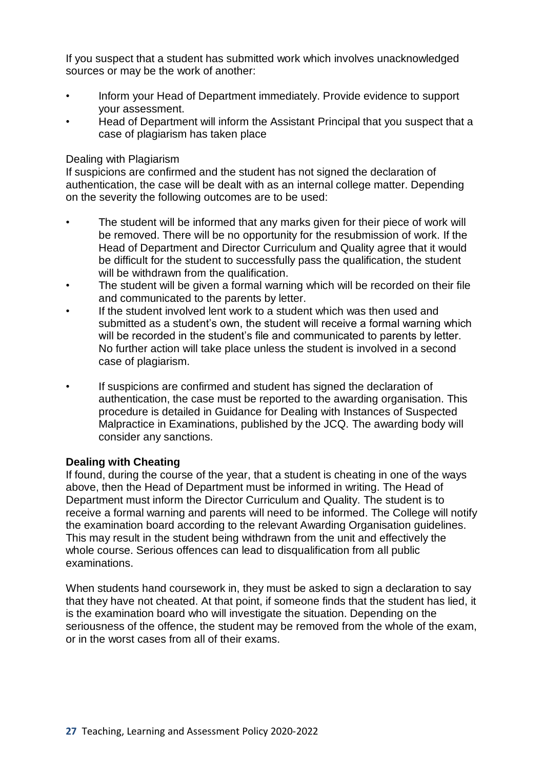If you suspect that a student has submitted work which involves unacknowledged sources or may be the work of another:

- Inform your Head of Department immediately. Provide evidence to support your assessment.
- Head of Department will inform the Assistant Principal that you suspect that a case of plagiarism has taken place

Dealing with Plagiarism

If suspicions are confirmed and the student has not signed the declaration of authentication, the case will be dealt with as an internal college matter. Depending on the severity the following outcomes are to be used:

- The student will be informed that any marks given for their piece of work will be removed. There will be no opportunity for the resubmission of work. If the Head of Department and Director Curriculum and Quality agree that it would be difficult for the student to successfully pass the qualification, the student will be withdrawn from the qualification.
- The student will be given a formal warning which will be recorded on their file and communicated to the parents by letter.
- If the student involved lent work to a student which was then used and submitted as a student's own, the student will receive a formal warning which will be recorded in the student's file and communicated to parents by letter. No further action will take place unless the student is involved in a second case of plagiarism.
- If suspicions are confirmed and student has signed the declaration of authentication, the case must be reported to the awarding organisation. This procedure is detailed in Guidance for Dealing with Instances of Suspected Malpractice in Examinations, published by the JCQ. The awarding body will consider any sanctions.

**Dealing with Cheating**

If found, during the course of the year, that a student is cheating in one of the ways above, then the Head of Department must be informed in writing. The Head of Department must inform the Director Curriculum and Quality. The student is to receive a formal warning and parents will need to be informed. The College will notify the examination board according to the relevant Awarding Organisation guidelines. This may result in the student being withdrawn from the unit and effectively the whole course. Serious offences can lead to disqualification from all public examinations.

When students hand coursework in, they must be asked to sign a declaration to say that they have not cheated. At that point, if someone finds that the student has lied, it is the examination board who will investigate the situation. Depending on the seriousness of the offence, the student may be removed from the whole of the exam, or in the worst cases from all of their exams.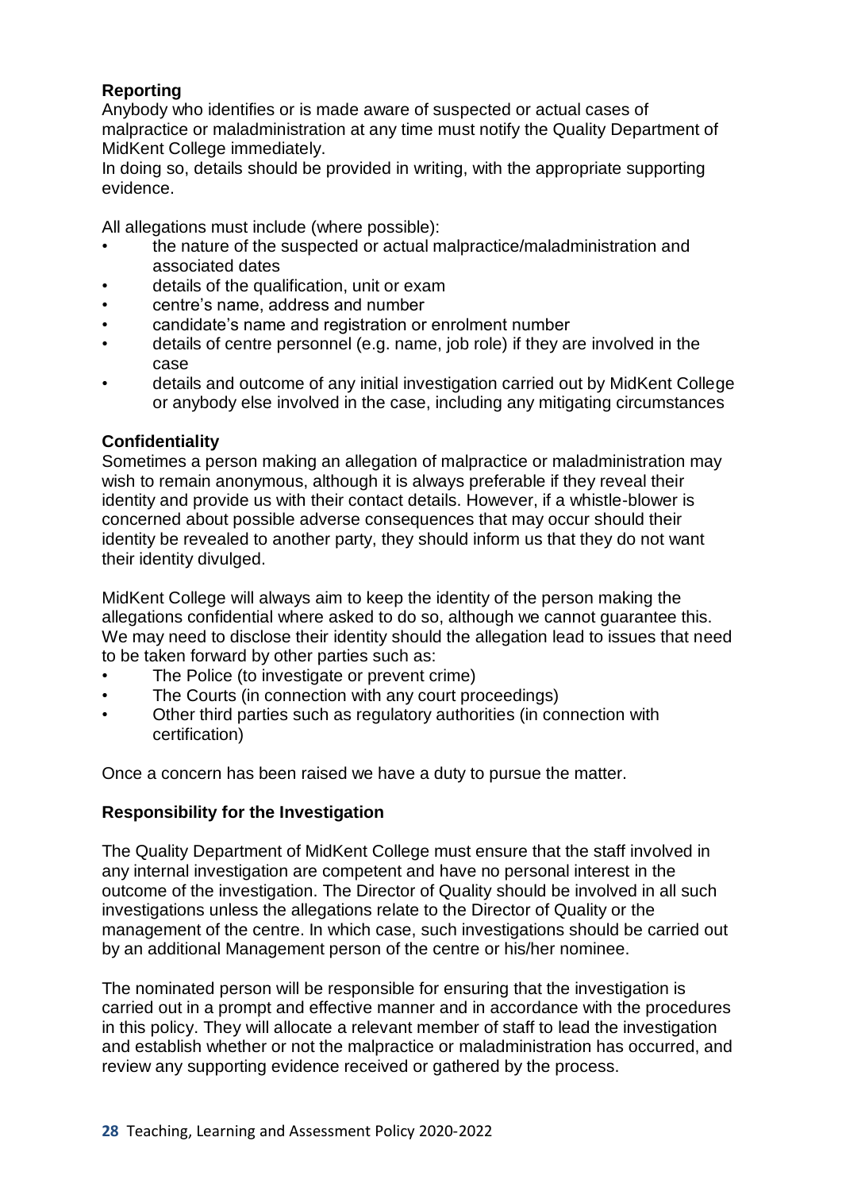**Reporting**

Anybody who identifies or is made aware of suspected or actual cases of malpractice or maladministration at any time must notify the Quality Department of MidKent College immediately.

In doing so, details should be provided in writing, with the appropriate supporting evidence.

All allegations must include (where possible):

- the nature of the suspected or actual malpractice/maladministration and associated dates
- details of the qualification, unit or exam
- centre's name, address and number
- candidate's name and registration or enrolment number
- details of centre personnel (e.g. name, job role) if they are involved in the case
- details and outcome of any initial investigation carried out by MidKent College or anybody else involved in the case, including any mitigating circumstances

**Confidentiality**

Sometimes a person making an allegation of malpractice or maladministration may wish to remain anonymous, although it is always preferable if they reveal their identity and provide us with their contact details. However, if a whistle-blower is concerned about possible adverse consequences that may occur should their identity be revealed to another party, they should inform us that they do not want their identity divulged.

MidKent College will always aim to keep the identity of the person making the allegations confidential where asked to do so, although we cannot guarantee this. We may need to disclose their identity should the allegation lead to issues that need to be taken forward by other parties such as:

- The Police (to investigate or prevent crime)
- The Courts (in connection with any court proceedings)
- Other third parties such as regulatory authorities (in connection with certification)

Once a concern has been raised we have a duty to pursue the matter.

**Responsibility for the Investigation**

The Quality Department of MidKent College must ensure that the staff involved in any internal investigation are competent and have no personal interest in the outcome of the investigation. The Director of Quality should be involved in all such investigations unless the allegations relate to the Director of Quality or the management of the centre. In which case, such investigations should be carried out by an additional Management person of the centre or his/her nominee.

The nominated person will be responsible for ensuring that the investigation is carried out in a prompt and effective manner and in accordance with the procedures in this policy. They will allocate a relevant member of staff to lead the investigation and establish whether or not the malpractice or maladministration has occurred, and review any supporting evidence received or gathered by the process.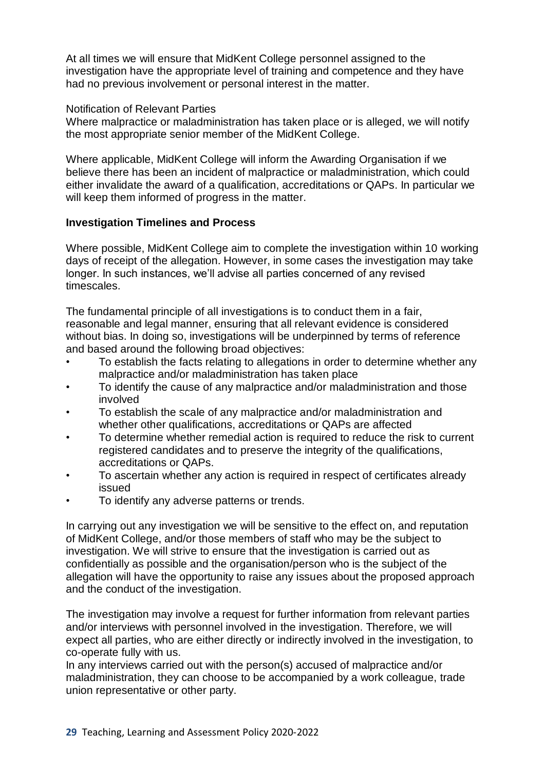At all times we will ensure that MidKent College personnel assigned to the investigation have the appropriate level of training and competence and they have had no previous involvement or personal interest in the matter.

Notification of Relevant Parties

Where malpractice or maladministration has taken place or is alleged, we will notify the most appropriate senior member of the MidKent College.

Where applicable, MidKent College will inform the Awarding Organisation if we believe there has been an incident of malpractice or maladministration, which could either invalidate the award of a qualification, accreditations or QAPs. In particular we will keep them informed of progress in the matter.

**Investigation Timelines and Process**

Where possible, MidKent College aim to complete the investigation within 10 working days of receipt of the allegation. However, in some cases the investigation may take longer. In such instances, we'll advise all parties concerned of any revised timescales.

The fundamental principle of all investigations is to conduct them in a fair, reasonable and legal manner, ensuring that all relevant evidence is considered without bias. In doing so, investigations will be underpinned by terms of reference and based around the following broad objectives:

- To establish the facts relating to allegations in order to determine whether any malpractice and/or maladministration has taken place
- To identify the cause of any malpractice and/or maladministration and those involved
- To establish the scale of any malpractice and/or maladministration and whether other qualifications, accreditations or QAPs are affected
- To determine whether remedial action is required to reduce the risk to current registered candidates and to preserve the integrity of the qualifications, accreditations or QAPs.
- To ascertain whether any action is required in respect of certificates already issued
- To identify any adverse patterns or trends.

In carrying out any investigation we will be sensitive to the effect on, and reputation of MidKent College, and/or those members of staff who may be the subject to investigation. We will strive to ensure that the investigation is carried out as confidentially as possible and the organisation/person who is the subject of the allegation will have the opportunity to raise any issues about the proposed approach and the conduct of the investigation.

The investigation may involve a request for further information from relevant parties and/or interviews with personnel involved in the investigation. Therefore, we will expect all parties, who are either directly or indirectly involved in the investigation, to co-operate fully with us.

In any interviews carried out with the person(s) accused of malpractice and/or maladministration, they can choose to be accompanied by a work colleague, trade union representative or other party.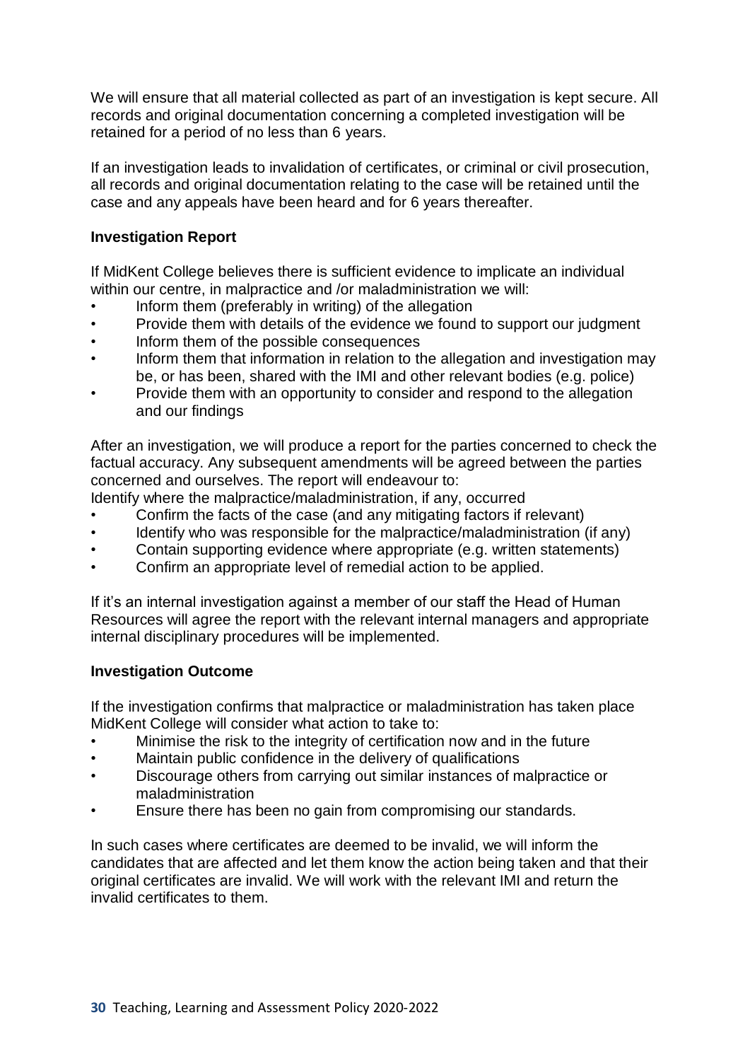We will ensure that all material collected as part of an investigation is kept secure. All records and original documentation concerning a completed investigation will be retained for a period of no less than 6 years.

If an investigation leads to invalidation of certificates, or criminal or civil prosecution, all records and original documentation relating to the case will be retained until the case and any appeals have been heard and for 6 years thereafter.

**Investigation Report**

If MidKent College believes there is sufficient evidence to implicate an individual within our centre, in malpractice and /or maladministration we will:

- Inform them (preferably in writing) of the allegation
- Provide them with details of the evidence we found to support our judgment
- Inform them of the possible consequences
- Inform them that information in relation to the allegation and investigation may be, or has been, shared with the IMI and other relevant bodies (e.g. police)
- Provide them with an opportunity to consider and respond to the allegation and our findings

After an investigation, we will produce a report for the parties concerned to check the factual accuracy. Any subsequent amendments will be agreed between the parties concerned and ourselves. The report will endeavour to:

Identify where the malpractice/maladministration, if any, occurred

- Confirm the facts of the case (and any mitigating factors if relevant)
- Identify who was responsible for the malpractice/maladministration (if any)
- Contain supporting evidence where appropriate (e.g. written statements)
- Confirm an appropriate level of remedial action to be applied.

If it's an internal investigation against a member of our staff the Head of Human Resources will agree the report with the relevant internal managers and appropriate internal disciplinary procedures will be implemented.

**Investigation Outcome**

If the investigation confirms that malpractice or maladministration has taken place MidKent College will consider what action to take to:

- Minimise the risk to the integrity of certification now and in the future
- Maintain public confidence in the delivery of qualifications
- Discourage others from carrying out similar instances of malpractice or maladministration
- Ensure there has been no gain from compromising our standards.

In such cases where certificates are deemed to be invalid, we will inform the candidates that are affected and let them know the action being taken and that their original certificates are invalid. We will work with the relevant IMI and return the invalid certificates to them.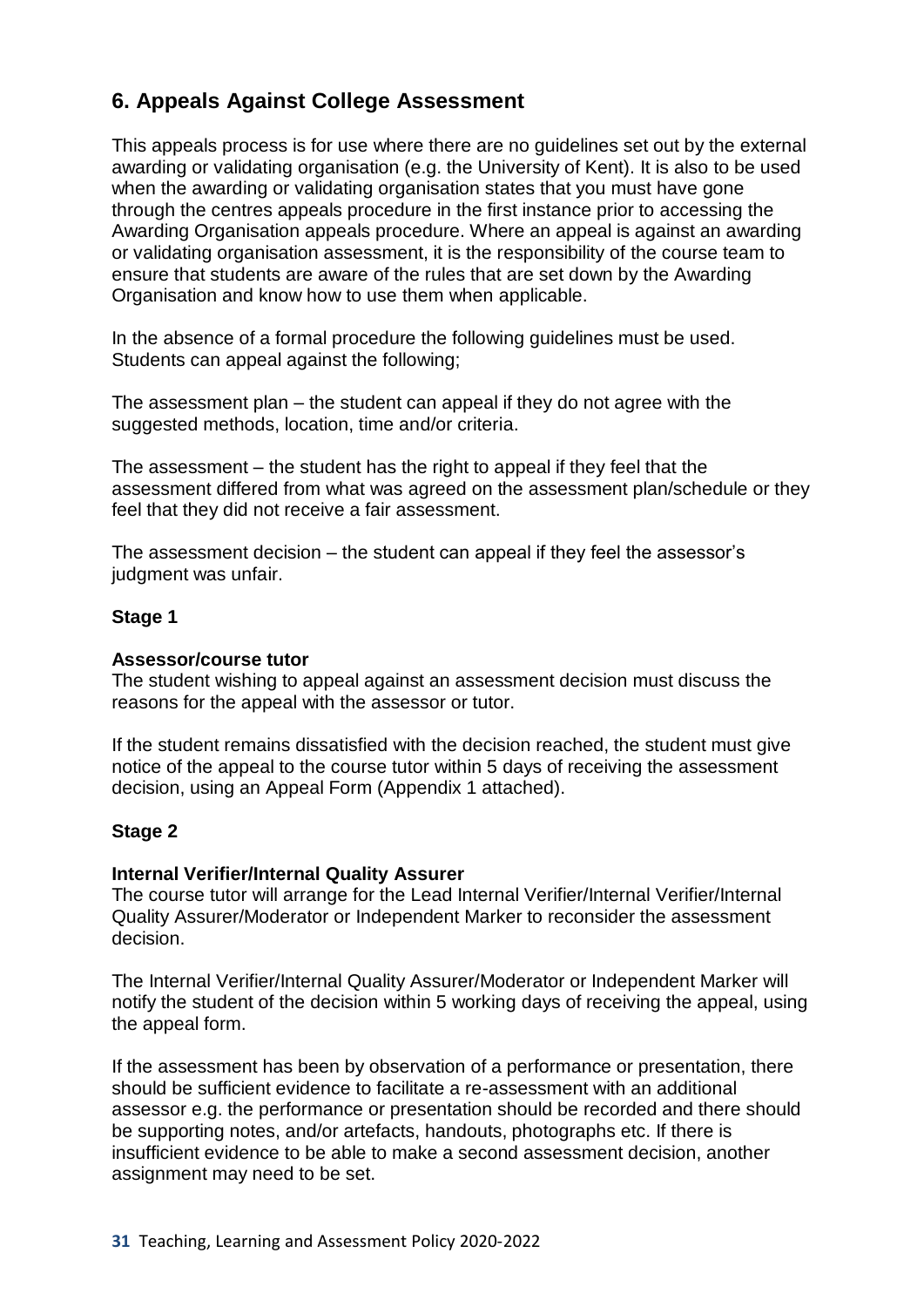## 6. Appeals Against College Assessment

This appeals process is for use where there are no guidelines set out by the external awarding or validating organisation (e.g. the University of Kent). It is also to be used when the awarding or validating organisation states that you must have gone through the centres appeals procedure in the first instance prior to accessing the Awarding Organisation appeals procedure. Where an appeal is against an awarding or validating organisation assessment, it is the responsibility of the course team to ensure that students are aware of the rules that are set down by the Awarding Organisation and know how to use them when applicable.

In the absence of a formal procedure the following guidelines must be used. Students can appeal against the following;

The assessment plan – the student can appeal if they do not agree with the suggested methods, location, time and/or criteria.

The assessment – the student has the right to appeal if they feel that the assessment differed from what was agreed on the assessment plan/schedule or they feel that they did not receive a fair assessment.

The assessment decision – the student can appeal if they feel the assessor's judgment was unfair.

**Stage 1**

**Assessor/course tutor**
The student wishing to appeal against an assessment decision must discuss the reasons for the appeal with the assessor or tutor.

If the student remains dissatisfied with the decision reached, the student must give notice of the appeal to the course tutor within 5 days of receiving the assessment decision, using an Appeal Form (Appendix 1 attached).

**Stage 2**

**Internal Verifier/Internal Quality Assurer**
The course tutor will arrange for the Lead Internal Verifier/Internal Verifier/Internal Quality Assurer/Moderator or Independent Marker to reconsider the assessment decision.

The Internal Verifier/Internal Quality Assurer/Moderator or Independent Marker will notify the student of the decision within 5 working days of receiving the appeal, using the appeal form.

If the assessment has been by observation of a performance or presentation, there should be sufficient evidence to facilitate a re-assessment with an additional assessor e.g. the performance or presentation should be recorded and there should be supporting notes, and/or artefacts, handouts, photographs etc. If there is insufficient evidence to be able to make a second assessment decision, another assignment may need to be set.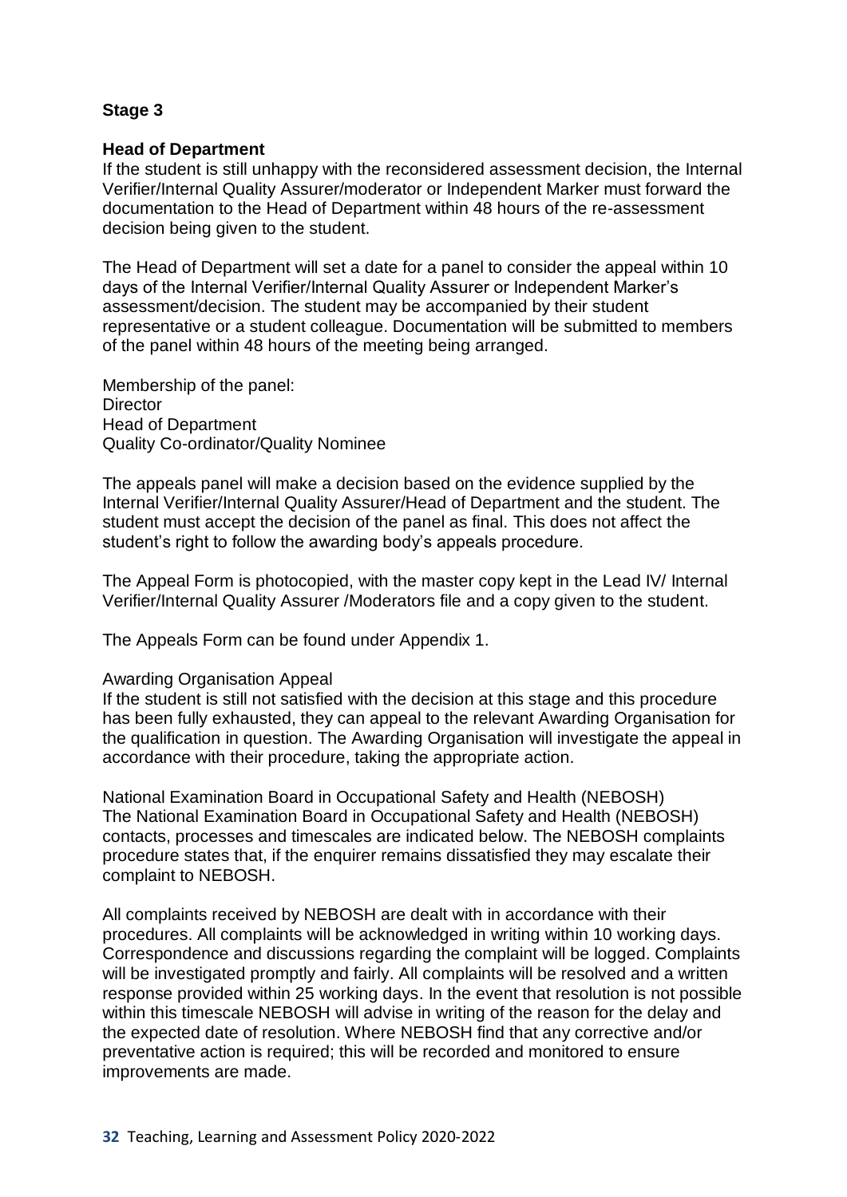**Stage 3**

**Head of Department**

If the student is still unhappy with the reconsidered assessment decision, the Internal Verifier/Internal Quality Assurer/moderator or Independent Marker must forward the documentation to the Head of Department within 48 hours of the re-assessment decision being given to the student.

The Head of Department will set a date for a panel to consider the appeal within 10 days of the Internal Verifier/Internal Quality Assurer or Independent Marker's assessment/decision. The student may be accompanied by their student representative or a student colleague. Documentation will be submitted to members of the panel within 48 hours of the meeting being arranged.

Membership of the panel:
Director
Head of Department
Quality Co-ordinator/Quality Nominee

The appeals panel will make a decision based on the evidence supplied by the Internal Verifier/Internal Quality Assurer/Head of Department and the student. The student must accept the decision of the panel as final. This does not affect the student's right to follow the awarding body's appeals procedure.

The Appeal Form is photocopied, with the master copy kept in the Lead IV/ Internal Verifier/Internal Quality Assurer /Moderators file and a copy given to the student.

The Appeals Form can be found under Appendix 1.

Awarding Organisation Appeal

If the student is still not satisfied with the decision at this stage and this procedure has been fully exhausted, they can appeal to the relevant Awarding Organisation for the qualification in question. The Awarding Organisation will investigate the appeal in accordance with their procedure, taking the appropriate action.

National Examination Board in Occupational Safety and Health (NEBOSH)

The National Examination Board in Occupational Safety and Health (NEBOSH) contacts, processes and timescales are indicated below. The NEBOSH complaints procedure states that, if the enquirer remains dissatisfied they may escalate their complaint to NEBOSH.

All complaints received by NEBOSH are dealt with in accordance with their procedures. All complaints will be acknowledged in writing within 10 working days. Correspondence and discussions regarding the complaint will be logged. Complaints will be investigated promptly and fairly. All complaints will be resolved and a written response provided within 25 working days. In the event that resolution is not possible within this timescale NEBOSH will advise in writing of the reason for the delay and the expected date of resolution. Where NEBOSH find that any corrective and/or preventative action is required; this will be recorded and monitored to ensure improvements are made.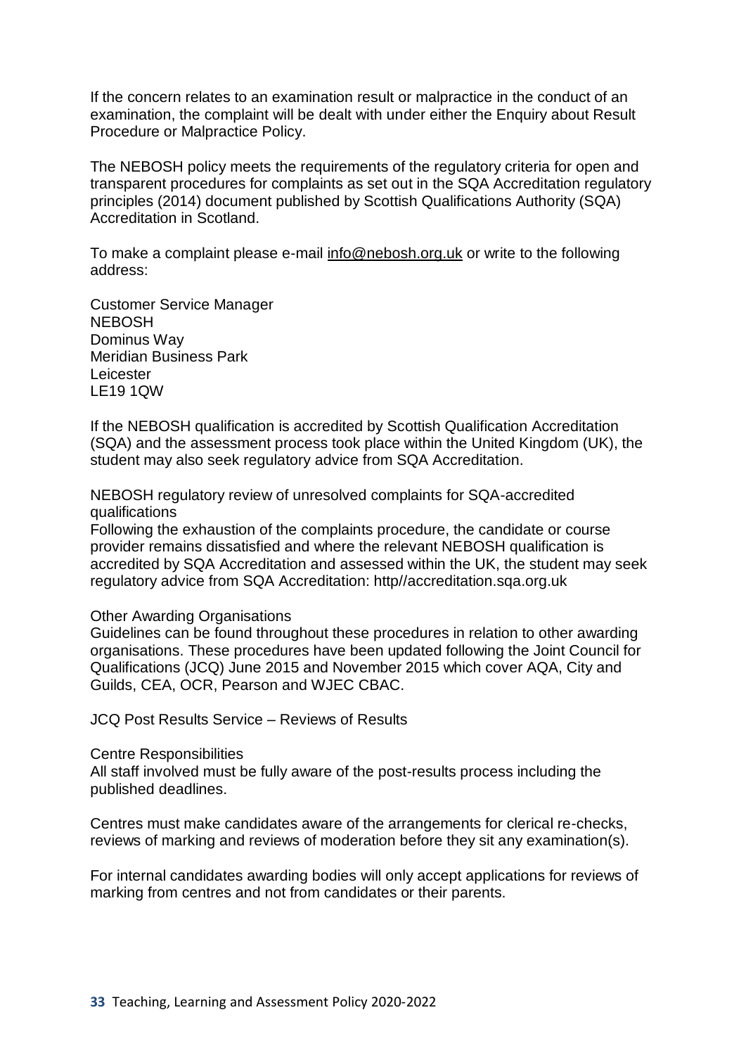If the concern relates to an examination result or malpractice in the conduct of an examination, the complaint will be dealt with under either the Enquiry about Result Procedure or Malpractice Policy.

The NEBOSH policy meets the requirements of the regulatory criteria for open and transparent procedures for complaints as set out in the SQA Accreditation regulatory principles (2014) document published by Scottish Qualifications Authority (SQA) Accreditation in Scotland.

To make a complaint please e-mail info@nebosh.org.uk or write to the following address:

Customer Service Manager  
NEBOSH  
Dominus Way  
Meridian Business Park  
Leicester  
LE19 1QW

If the NEBOSH qualification is accredited by Scottish Qualification Accreditation (SQA) and the assessment process took place within the United Kingdom (UK), the student may also seek regulatory advice from SQA Accreditation.

NEBOSH regulatory review of unresolved complaints for SQA-accredited qualifications  
Following the exhaustion of the complaints procedure, the candidate or course provider remains dissatisfied and where the relevant NEBOSH qualification is accredited by SQA Accreditation and assessed within the UK, the student may seek regulatory advice from SQA Accreditation: http//accreditation.sqa.org.uk

Other Awarding Organisations  
Guidelines can be found throughout these procedures in relation to other awarding organisations. These procedures have been updated following the Joint Council for Qualifications (JCQ) June 2015 and November 2015 which cover AQA, City and Guilds, CEA, OCR, Pearson and WJEC CBAC.

JCQ Post Results Service – Reviews of Results

Centre Responsibilities  
All staff involved must be fully aware of the post-results process including the published deadlines.

Centres must make candidates aware of the arrangements for clerical re-checks, reviews of marking and reviews of moderation before they sit any examination(s).

For internal candidates awarding bodies will only accept applications for reviews of marking from centres and not from candidates or their parents.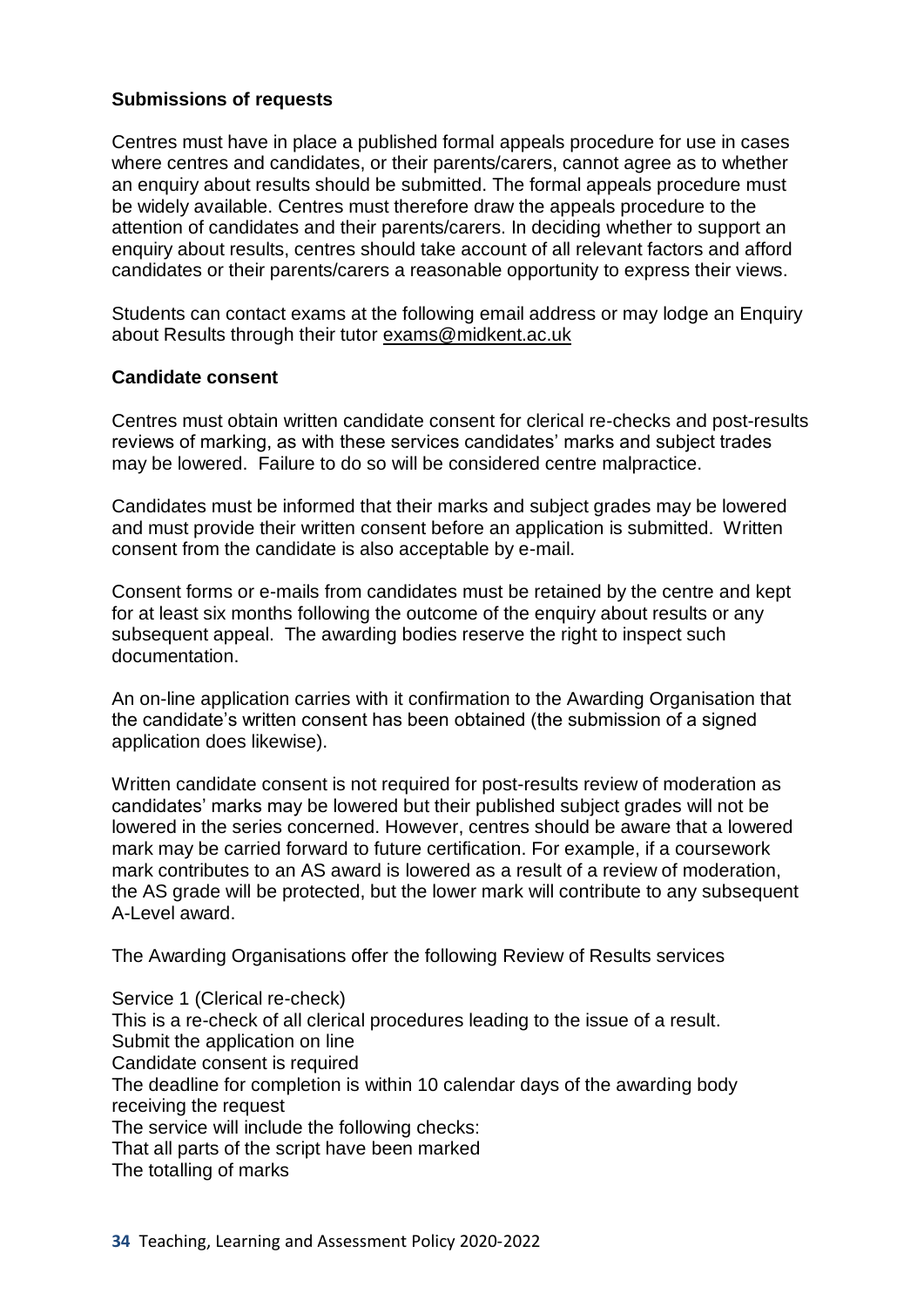### Submissions of requests

Centres must have in place a published formal appeals procedure for use in cases where centres and candidates, or their parents/carers, cannot agree as to whether an enquiry about results should be submitted. The formal appeals procedure must be widely available. Centres must therefore draw the appeals procedure to the attention of candidates and their parents/carers. In deciding whether to support an enquiry about results, centres should take account of all relevant factors and afford candidates or their parents/carers a reasonable opportunity to express their views.

Students can contact exams at the following email address or may lodge an Enquiry about Results through their tutor exams@midkent.ac.uk

### Candidate consent

Centres must obtain written candidate consent for clerical re-checks and post-results reviews of marking, as with these services candidates' marks and subject trades may be lowered. Failure to do so will be considered centre malpractice.

Candidates must be informed that their marks and subject grades may be lowered and must provide their written consent before an application is submitted. Written consent from the candidate is also acceptable by e-mail.

Consent forms or e-mails from candidates must be retained by the centre and kept for at least six months following the outcome of the enquiry about results or any subsequent appeal. The awarding bodies reserve the right to inspect such documentation.

An on-line application carries with it confirmation to the Awarding Organisation that the candidate's written consent has been obtained (the submission of a signed application does likewise).

Written candidate consent is not required for post-results review of moderation as candidates' marks may be lowered but their published subject grades will not be lowered in the series concerned. However, centres should be aware that a lowered mark may be carried forward to future certification. For example, if a coursework mark contributes to an AS award is lowered as a result of a review of moderation, the AS grade will be protected, but the lower mark will contribute to any subsequent A-Level award.

The Awarding Organisations offer the following Review of Results services

Service 1 (Clerical re-check)
This is a re-check of all clerical procedures leading to the issue of a result.
Submit the application on line
Candidate consent is required
The deadline for completion is within 10 calendar days of the awarding body receiving the request
The service will include the following checks:
That all parts of the script have been marked
The totalling of marks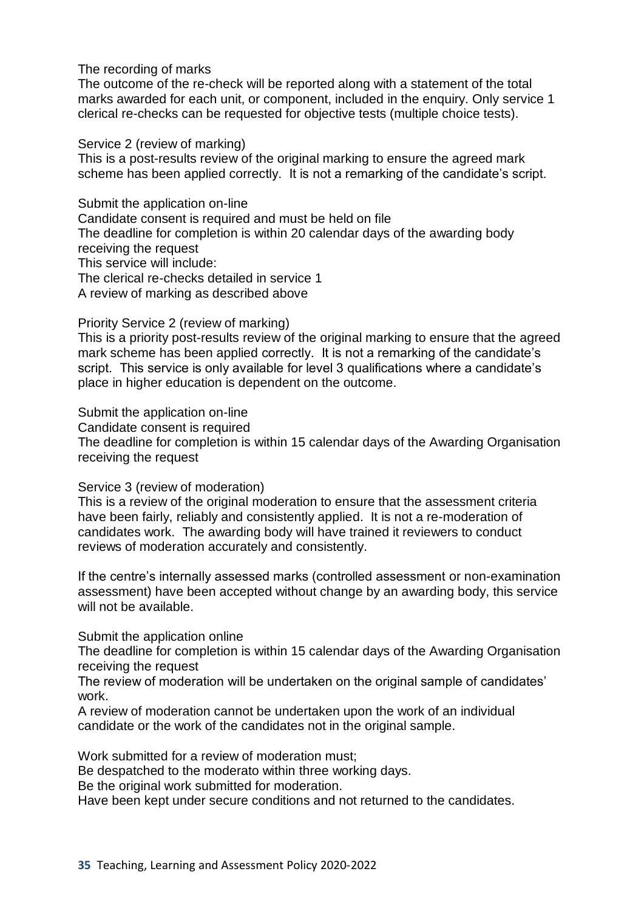The recording of marks

The outcome of the re-check will be reported along with a statement of the total marks awarded for each unit, or component, included in the enquiry. Only service 1 clerical re-checks can be requested for objective tests (multiple choice tests).

Service 2 (review of marking)

This is a post-results review of the original marking to ensure the agreed mark scheme has been applied correctly. It is not a remarking of the candidate's script.

Submit the application on-line
Candidate consent is required and must be held on file
The deadline for completion is within 20 calendar days of the awarding body receiving the request
This service will include:
The clerical re-checks detailed in service 1
A review of marking as described above

Priority Service 2 (review of marking)

This is a priority post-results review of the original marking to ensure that the agreed mark scheme has been applied correctly. It is not a remarking of the candidate's script. This service is only available for level 3 qualifications where a candidate's place in higher education is dependent on the outcome.

Submit the application on-line
Candidate consent is required
The deadline for completion is within 15 calendar days of the Awarding Organisation receiving the request

Service 3 (review of moderation)

This is a review of the original moderation to ensure that the assessment criteria have been fairly, reliably and consistently applied. It is not a re-moderation of candidates work. The awarding body will have trained it reviewers to conduct reviews of moderation accurately and consistently.

If the centre's internally assessed marks (controlled assessment or non-examination assessment) have been accepted without change by an awarding body, this service will not be available.

Submit the application online
The deadline for completion is within 15 calendar days of the Awarding Organisation receiving the request
The review of moderation will be undertaken on the original sample of candidates' work.
A review of moderation cannot be undertaken upon the work of an individual candidate or the work of the candidates not in the original sample.

Work submitted for a review of moderation must;
Be despatched to the moderato within three working days.
Be the original work submitted for moderation.
Have been kept under secure conditions and not returned to the candidates.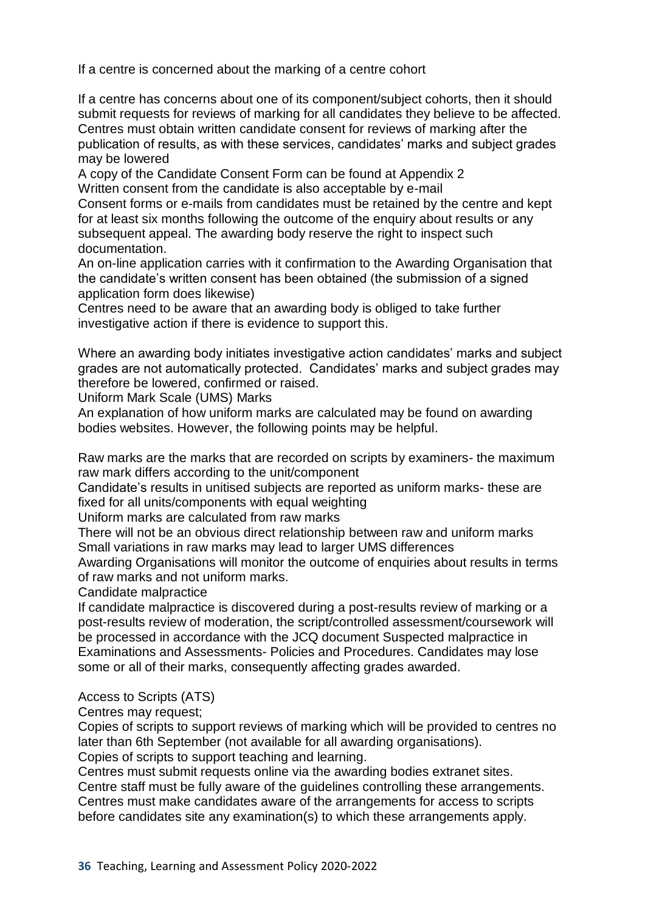If a centre is concerned about the marking of a centre cohort

If a centre has concerns about one of its component/subject cohorts, then it should submit requests for reviews of marking for all candidates they believe to be affected. Centres must obtain written candidate consent for reviews of marking after the publication of results, as with these services, candidates' marks and subject grades may be lowered

A copy of the Candidate Consent Form can be found at Appendix 2

Written consent from the candidate is also acceptable by e-mail

Consent forms or e-mails from candidates must be retained by the centre and kept for at least six months following the outcome of the enquiry about results or any subsequent appeal. The awarding body reserve the right to inspect such documentation.

An on-line application carries with it confirmation to the Awarding Organisation that the candidate's written consent has been obtained (the submission of a signed application form does likewise)

Centres need to be aware that an awarding body is obliged to take further investigative action if there is evidence to support this.

Where an awarding body initiates investigative action candidates' marks and subject grades are not automatically protected. Candidates' marks and subject grades may therefore be lowered, confirmed or raised.

Uniform Mark Scale (UMS) Marks

An explanation of how uniform marks are calculated may be found on awarding bodies websites. However, the following points may be helpful.

Raw marks are the marks that are recorded on scripts by examiners- the maximum raw mark differs according to the unit/component

Candidate's results in unitised subjects are reported as uniform marks- these are fixed for all units/components with equal weighting

Uniform marks are calculated from raw marks

There will not be an obvious direct relationship between raw and uniform marks

Small variations in raw marks may lead to larger UMS differences

Awarding Organisations will monitor the outcome of enquiries about results in terms of raw marks and not uniform marks.

Candidate malpractice

If candidate malpractice is discovered during a post-results review of marking or a post-results review of moderation, the script/controlled assessment/coursework will be processed in accordance with the JCQ document Suspected malpractice in Examinations and Assessments- Policies and Procedures. Candidates may lose some or all of their marks, consequently affecting grades awarded.

Access to Scripts (ATS)

Centres may request;

Copies of scripts to support reviews of marking which will be provided to centres no later than 6th September (not available for all awarding organisations).

Copies of scripts to support teaching and learning.

Centres must submit requests online via the awarding bodies extranet sites.

Centre staff must be fully aware of the guidelines controlling these arrangements.

Centres must make candidates aware of the arrangements for access to scripts before candidates site any examination(s) to which these arrangements apply.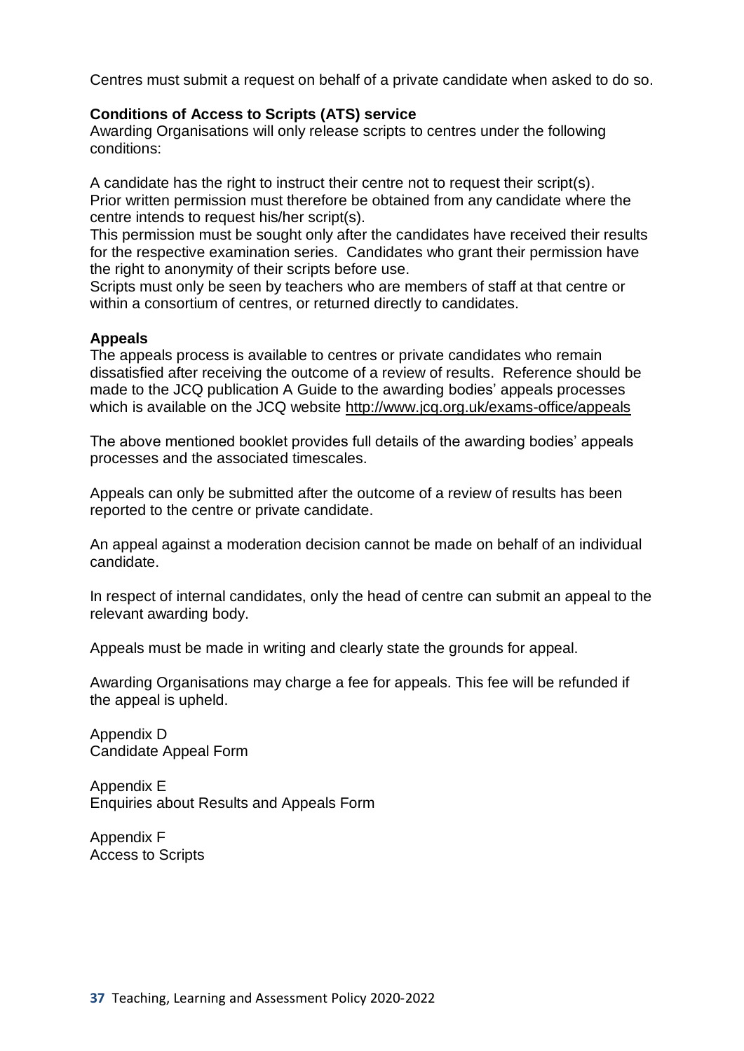Centres must submit a request on behalf of a private candidate when asked to do so.

**Conditions of Access to Scripts (ATS) service**

Awarding Organisations will only release scripts to centres under the following conditions:

A candidate has the right to instruct their centre not to request their script(s). Prior written permission must therefore be obtained from any candidate where the centre intends to request his/her script(s).

This permission must be sought only after the candidates have received their results for the respective examination series. Candidates who grant their permission have the right to anonymity of their scripts before use.

Scripts must only be seen by teachers who are members of staff at that centre or within a consortium of centres, or returned directly to candidates.

**Appeals**

The appeals process is available to centres or private candidates who remain dissatisfied after receiving the outcome of a review of results. Reference should be made to the JCQ publication A Guide to the awarding bodies' appeals processes which is available on the JCQ website http://www.jcq.org.uk/exams-office/appeals

The above mentioned booklet provides full details of the awarding bodies' appeals processes and the associated timescales.

Appeals can only be submitted after the outcome of a review of results has been reported to the centre or private candidate.

An appeal against a moderation decision cannot be made on behalf of an individual candidate.

In respect of internal candidates, only the head of centre can submit an appeal to the relevant awarding body.

Appeals must be made in writing and clearly state the grounds for appeal.

Awarding Organisations may charge a fee for appeals. This fee will be refunded if the appeal is upheld.

Appendix D
Candidate Appeal Form

Appendix E
Enquiries about Results and Appeals Form

Appendix F
Access to Scripts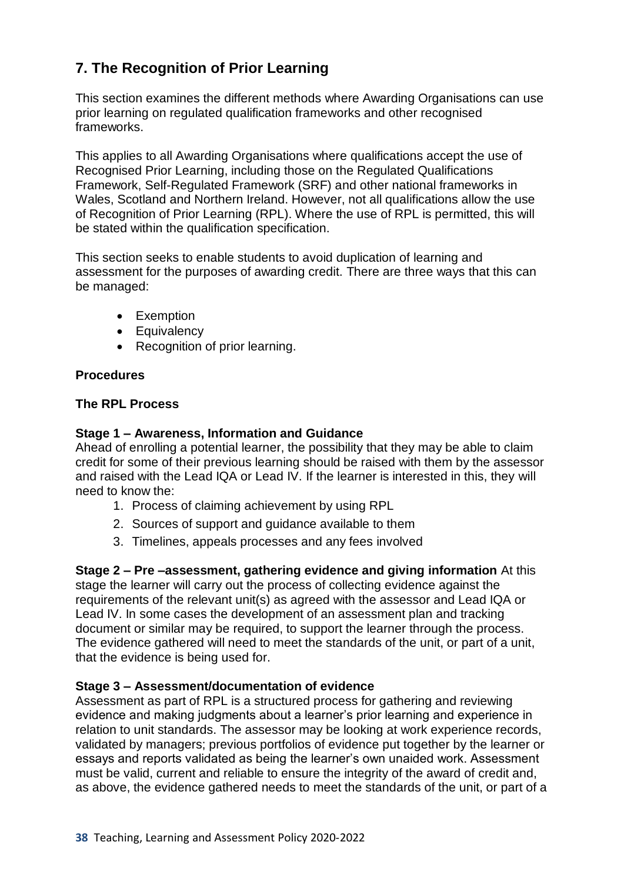## 7. The Recognition of Prior Learning

This section examines the different methods where Awarding Organisations can use prior learning on regulated qualification frameworks and other recognised frameworks.

This applies to all Awarding Organisations where qualifications accept the use of Recognised Prior Learning, including those on the Regulated Qualifications Framework, Self-Regulated Framework (SRF) and other national frameworks in Wales, Scotland and Northern Ireland. However, not all qualifications allow the use of Recognition of Prior Learning (RPL). Where the use of RPL is permitted, this will be stated within the qualification specification.

This section seeks to enable students to avoid duplication of learning and assessment for the purposes of awarding credit. There are three ways that this can be managed:

- Exemption
- Equivalency
- Recognition of prior learning.

**Procedures**

**The RPL Process**

**Stage 1 – Awareness, Information and Guidance**
Ahead of enrolling a potential learner, the possibility that they may be able to claim credit for some of their previous learning should be raised with them by the assessor and raised with the Lead IQA or Lead IV. If the learner is interested in this, they will need to know the:

1. Process of claiming achievement by using RPL
2. Sources of support and guidance available to them
3. Timelines, appeals processes and any fees involved

**Stage 2 – Pre –assessment, gathering evidence and giving information** At this stage the learner will carry out the process of collecting evidence against the requirements of the relevant unit(s) as agreed with the assessor and Lead IQA or Lead IV. In some cases the development of an assessment plan and tracking document or similar may be required, to support the learner through the process. The evidence gathered will need to meet the standards of the unit, or part of a unit, that the evidence is being used for.

**Stage 3 – Assessment/documentation of evidence**
Assessment as part of RPL is a structured process for gathering and reviewing evidence and making judgments about a learner's prior learning and experience in relation to unit standards. The assessor may be looking at work experience records, validated by managers; previous portfolios of evidence put together by the learner or essays and reports validated as being the learner's own unaided work. Assessment must be valid, current and reliable to ensure the integrity of the award of credit and, as above, the evidence gathered needs to meet the standards of the unit, or part of a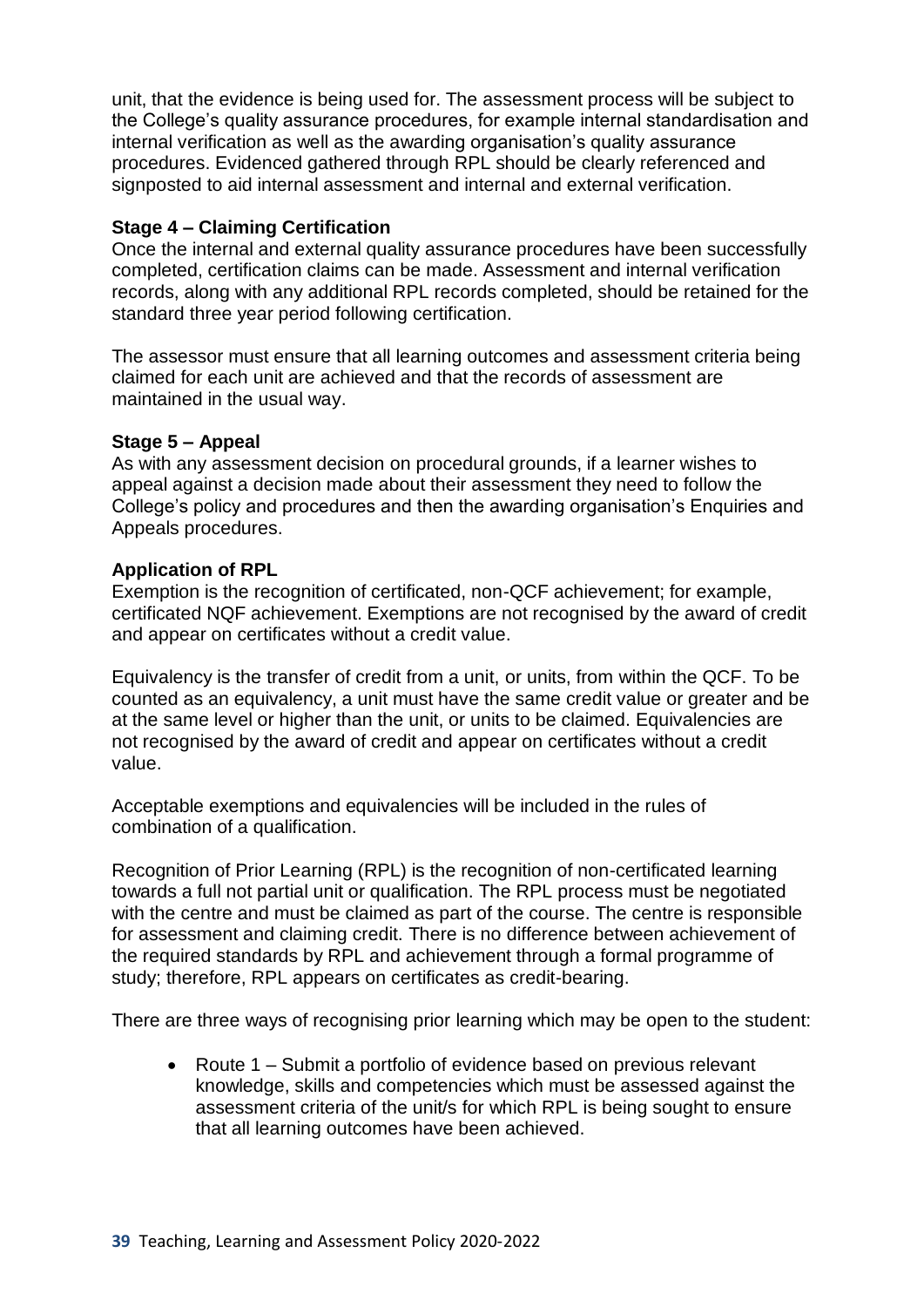unit, that the evidence is being used for. The assessment process will be subject to the College's quality assurance procedures, for example internal standardisation and internal verification as well as the awarding organisation's quality assurance procedures. Evidenced gathered through RPL should be clearly referenced and signposted to aid internal assessment and internal and external verification.

**Stage 4 – Claiming Certification**

Once the internal and external quality assurance procedures have been successfully completed, certification claims can be made. Assessment and internal verification records, along with any additional RPL records completed, should be retained for the standard three year period following certification.

The assessor must ensure that all learning outcomes and assessment criteria being claimed for each unit are achieved and that the records of assessment are maintained in the usual way.

**Stage 5 – Appeal**

As with any assessment decision on procedural grounds, if a learner wishes to appeal against a decision made about their assessment they need to follow the College's policy and procedures and then the awarding organisation's Enquiries and Appeals procedures.

**Application of RPL**

Exemption is the recognition of certificated, non-QCF achievement; for example, certificated NQF achievement. Exemptions are not recognised by the award of credit and appear on certificates without a credit value.

Equivalency is the transfer of credit from a unit, or units, from within the QCF. To be counted as an equivalency, a unit must have the same credit value or greater and be at the same level or higher than the unit, or units to be claimed. Equivalencies are not recognised by the award of credit and appear on certificates without a credit value.

Acceptable exemptions and equivalencies will be included in the rules of combination of a qualification.

Recognition of Prior Learning (RPL) is the recognition of non-certificated learning towards a full not partial unit or qualification. The RPL process must be negotiated with the centre and must be claimed as part of the course. The centre is responsible for assessment and claiming credit. There is no difference between achievement of the required standards by RPL and achievement through a formal programme of study; therefore, RPL appears on certificates as credit-bearing.

There are three ways of recognising prior learning which may be open to the student:

- Route 1 – Submit a portfolio of evidence based on previous relevant knowledge, skills and competencies which must be assessed against the assessment criteria of the unit/s for which RPL is being sought to ensure that all learning outcomes have been achieved.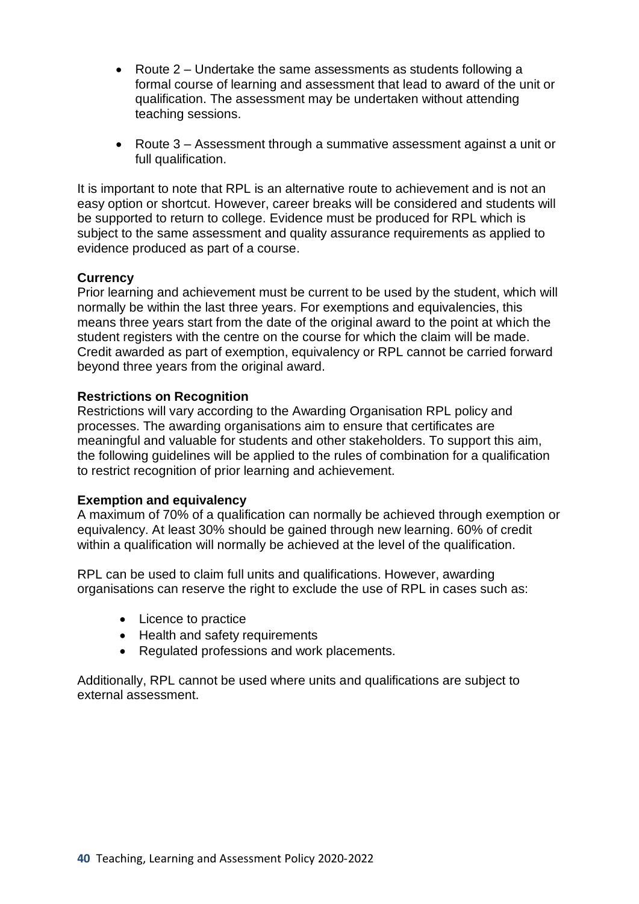- Route 2 – Undertake the same assessments as students following a formal course of learning and assessment that lead to award of the unit or qualification. The assessment may be undertaken without attending teaching sessions.

- Route 3 – Assessment through a summative assessment against a unit or full qualification.

It is important to note that RPL is an alternative route to achievement and is not an easy option or shortcut. However, career breaks will be considered and students will be supported to return to college. Evidence must be produced for RPL which is subject to the same assessment and quality assurance requirements as applied to evidence produced as part of a course.

**Currency**

Prior learning and achievement must be current to be used by the student, which will normally be within the last three years. For exemptions and equivalencies, this means three years start from the date of the original award to the point at which the student registers with the centre on the course for which the claim will be made. Credit awarded as part of exemption, equivalency or RPL cannot be carried forward beyond three years from the original award.

**Restrictions on Recognition**

Restrictions will vary according to the Awarding Organisation RPL policy and processes. The awarding organisations aim to ensure that certificates are meaningful and valuable for students and other stakeholders. To support this aim, the following guidelines will be applied to the rules of combination for a qualification to restrict recognition of prior learning and achievement.

**Exemption and equivalency**

A maximum of 70% of a qualification can normally be achieved through exemption or equivalency. At least 30% should be gained through new learning. 60% of credit within a qualification will normally be achieved at the level of the qualification.

RPL can be used to claim full units and qualifications. However, awarding organisations can reserve the right to exclude the use of RPL in cases such as:

- Licence to practice
- Health and safety requirements
- Regulated professions and work placements.

Additionally, RPL cannot be used where units and qualifications are subject to external assessment.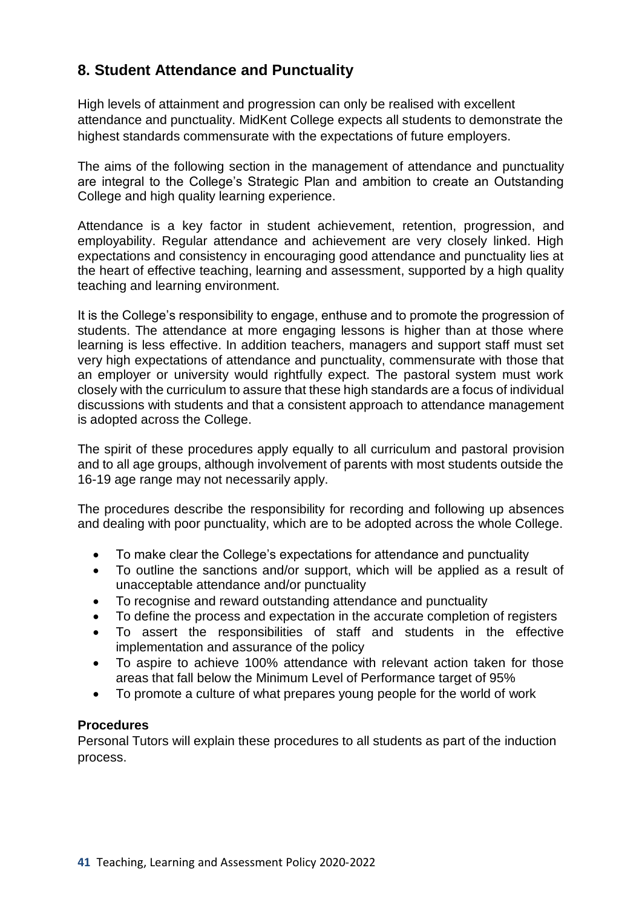## 8. Student Attendance and Punctuality

High levels of attainment and progression can only be realised with excellent attendance and punctuality. MidKent College expects all students to demonstrate the highest standards commensurate with the expectations of future employers.

The aims of the following section in the management of attendance and punctuality are integral to the College's Strategic Plan and ambition to create an Outstanding College and high quality learning experience.

Attendance is a key factor in student achievement, retention, progression, and employability. Regular attendance and achievement are very closely linked. High expectations and consistency in encouraging good attendance and punctuality lies at the heart of effective teaching, learning and assessment, supported by a high quality teaching and learning environment.

It is the College's responsibility to engage, enthuse and to promote the progression of students. The attendance at more engaging lessons is higher than at those where learning is less effective. In addition teachers, managers and support staff must set very high expectations of attendance and punctuality, commensurate with those that an employer or university would rightfully expect. The pastoral system must work closely with the curriculum to assure that these high standards are a focus of individual discussions with students and that a consistent approach to attendance management is adopted across the College.

The spirit of these procedures apply equally to all curriculum and pastoral provision and to all age groups, although involvement of parents with most students outside the 16-19 age range may not necessarily apply.

The procedures describe the responsibility for recording and following up absences and dealing with poor punctuality, which are to be adopted across the whole College.

- To make clear the College's expectations for attendance and punctuality
- To outline the sanctions and/or support, which will be applied as a result of unacceptable attendance and/or punctuality
- To recognise and reward outstanding attendance and punctuality
- To define the process and expectation in the accurate completion of registers
- To assert the responsibilities of staff and students in the effective implementation and assurance of the policy
- To aspire to achieve 100% attendance with relevant action taken for those areas that fall below the Minimum Level of Performance target of 95%
- To promote a culture of what prepares young people for the world of work

**Procedures**

Personal Tutors will explain these procedures to all students as part of the induction process.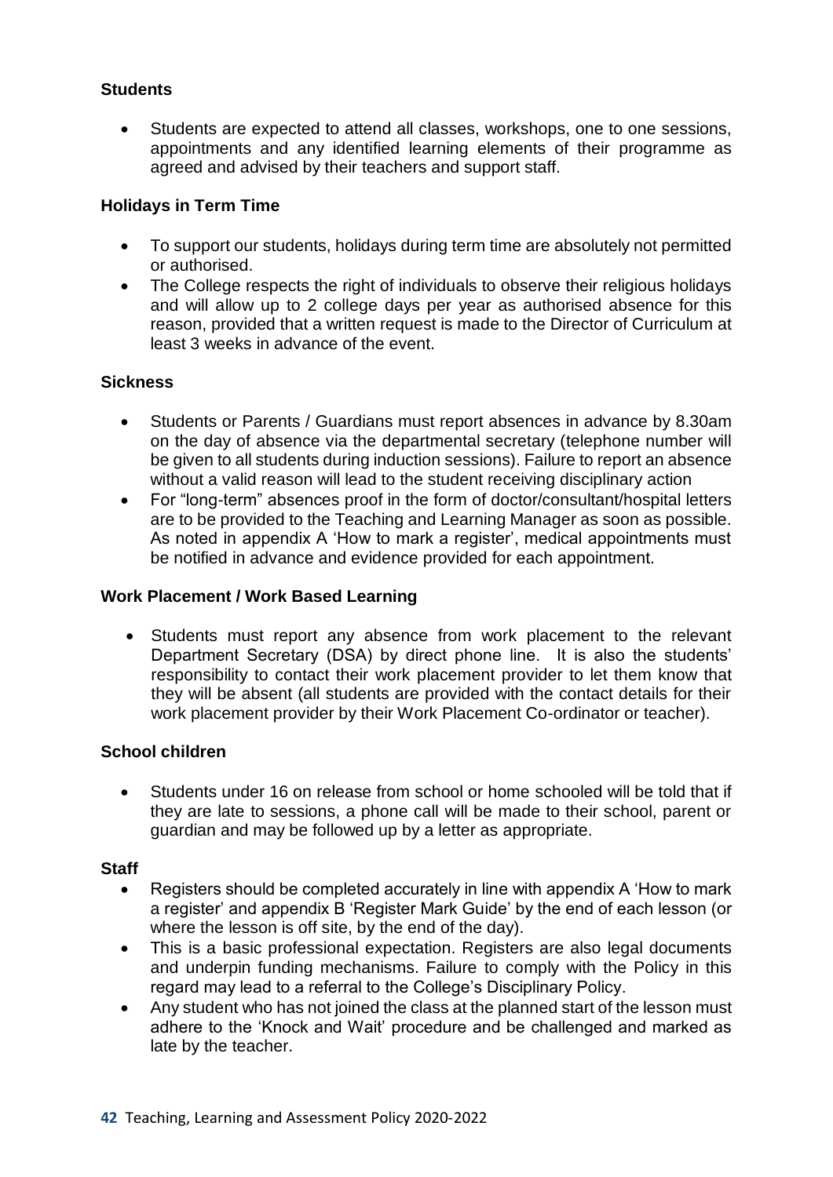**Students**

- Students are expected to attend all classes, workshops, one to one sessions, appointments and any identified learning elements of their programme as agreed and advised by their teachers and support staff.

**Holidays in Term Time**

- To support our students, holidays during term time are absolutely not permitted or authorised.
- The College respects the right of individuals to observe their religious holidays and will allow up to 2 college days per year as authorised absence for this reason, provided that a written request is made to the Director of Curriculum at least 3 weeks in advance of the event.

**Sickness**

- Students or Parents / Guardians must report absences in advance by 8.30am on the day of absence via the departmental secretary (telephone number will be given to all students during induction sessions). Failure to report an absence without a valid reason will lead to the student receiving disciplinary action
- For "long-term" absences proof in the form of doctor/consultant/hospital letters are to be provided to the Teaching and Learning Manager as soon as possible. As noted in appendix A 'How to mark a register', medical appointments must be notified in advance and evidence provided for each appointment.

**Work Placement / Work Based Learning**

- Students must report any absence from work placement to the relevant Department Secretary (DSA) by direct phone line. It is also the students' responsibility to contact their work placement provider to let them know that they will be absent (all students are provided with the contact details for their work placement provider by their Work Placement Co-ordinator or teacher).

**School children**

- Students under 16 on release from school or home schooled will be told that if they are late to sessions, a phone call will be made to their school, parent or guardian and may be followed up by a letter as appropriate.

**Staff**

- Registers should be completed accurately in line with appendix A 'How to mark a register' and appendix B 'Register Mark Guide' by the end of each lesson (or where the lesson is off site, by the end of the day).
- This is a basic professional expectation. Registers are also legal documents and underpin funding mechanisms. Failure to comply with the Policy in this regard may lead to a referral to the College's Disciplinary Policy.
- Any student who has not joined the class at the planned start of the lesson must adhere to the 'Knock and Wait' procedure and be challenged and marked as late by the teacher.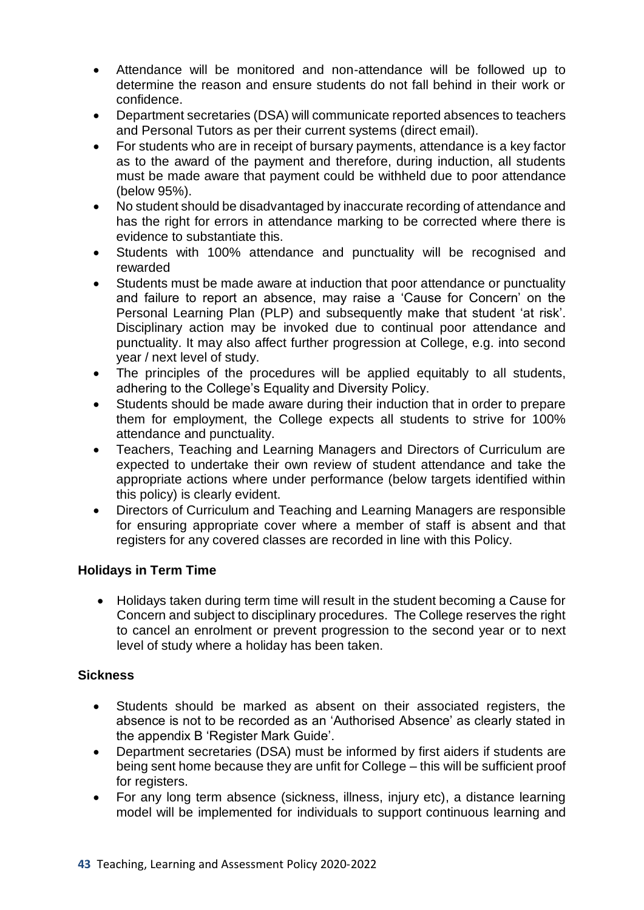- Attendance will be monitored and non-attendance will be followed up to determine the reason and ensure students do not fall behind in their work or confidence.
- Department secretaries (DSA) will communicate reported absences to teachers and Personal Tutors as per their current systems (direct email).
- For students who are in receipt of bursary payments, attendance is a key factor as to the award of the payment and therefore, during induction, all students must be made aware that payment could be withheld due to poor attendance (below 95%).
- No student should be disadvantaged by inaccurate recording of attendance and has the right for errors in attendance marking to be corrected where there is evidence to substantiate this.
- Students with 100% attendance and punctuality will be recognised and rewarded
- Students must be made aware at induction that poor attendance or punctuality and failure to report an absence, may raise a 'Cause for Concern' on the Personal Learning Plan (PLP) and subsequently make that student 'at risk'. Disciplinary action may be invoked due to continual poor attendance and punctuality. It may also affect further progression at College, e.g. into second year / next level of study.
- The principles of the procedures will be applied equitably to all students, adhering to the College's Equality and Diversity Policy.
- Students should be made aware during their induction that in order to prepare them for employment, the College expects all students to strive for 100% attendance and punctuality.
- Teachers, Teaching and Learning Managers and Directors of Curriculum are expected to undertake their own review of student attendance and take the appropriate actions where under performance (below targets identified within this policy) is clearly evident.
- Directors of Curriculum and Teaching and Learning Managers are responsible for ensuring appropriate cover where a member of staff is absent and that registers for any covered classes are recorded in line with this Policy.

**Holidays in Term Time**

- Holidays taken during term time will result in the student becoming a Cause for Concern and subject to disciplinary procedures. The College reserves the right to cancel an enrolment or prevent progression to the second year or to next level of study where a holiday has been taken.

**Sickness**

- Students should be marked as absent on their associated registers, the absence is not to be recorded as an 'Authorised Absence' as clearly stated in the appendix B 'Register Mark Guide'.
- Department secretaries (DSA) must be informed by first aiders if students are being sent home because they are unfit for College – this will be sufficient proof for registers.
- For any long term absence (sickness, illness, injury etc), a distance learning model will be implemented for individuals to support continuous learning and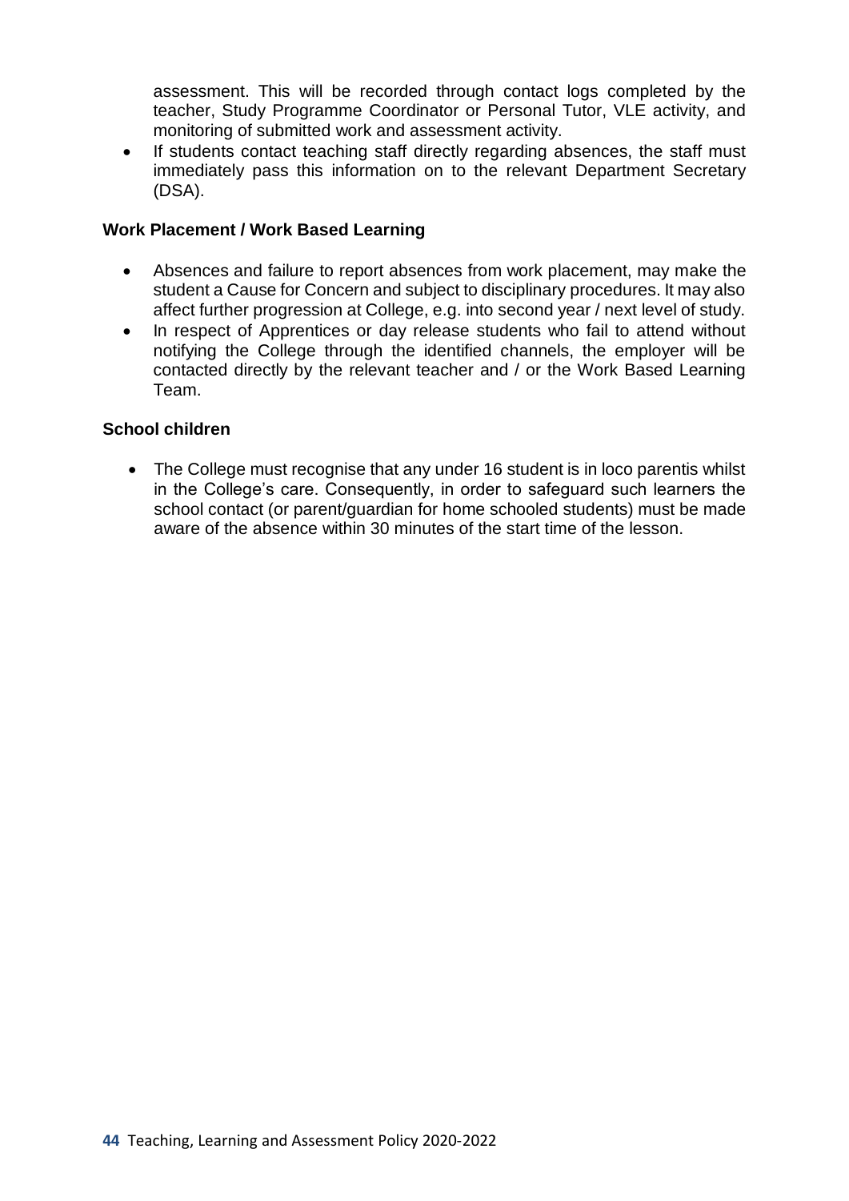assessment. This will be recorded through contact logs completed by the teacher, Study Programme Coordinator or Personal Tutor, VLE activity, and monitoring of submitted work and assessment activity.

- If students contact teaching staff directly regarding absences, the staff must immediately pass this information on to the relevant Department Secretary (DSA).

**Work Placement / Work Based Learning**

- Absences and failure to report absences from work placement, may make the student a Cause for Concern and subject to disciplinary procedures. It may also affect further progression at College, e.g. into second year / next level of study.
- In respect of Apprentices or day release students who fail to attend without notifying the College through the identified channels, the employer will be contacted directly by the relevant teacher and / or the Work Based Learning Team.

**School children**

- The College must recognise that any under 16 student is in loco parentis whilst in the College's care. Consequently, in order to safeguard such learners the school contact (or parent/guardian for home schooled students) must be made aware of the absence within 30 minutes of the start time of the lesson.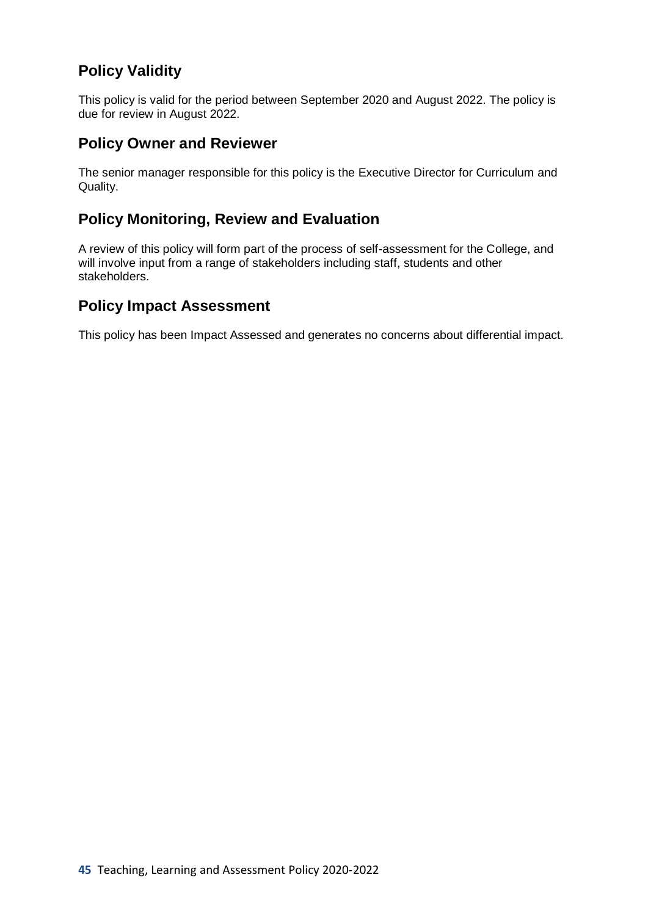## Policy Validity

This policy is valid for the period between September 2020 and August 2022. The policy is due for review in August 2022.

## Policy Owner and Reviewer

The senior manager responsible for this policy is the Executive Director for Curriculum and Quality.

## Policy Monitoring, Review and Evaluation

A review of this policy will form part of the process of self-assessment for the College, and will involve input from a range of stakeholders including staff, students and other stakeholders.

## Policy Impact Assessment

This policy has been Impact Assessed and generates no concerns about differential impact.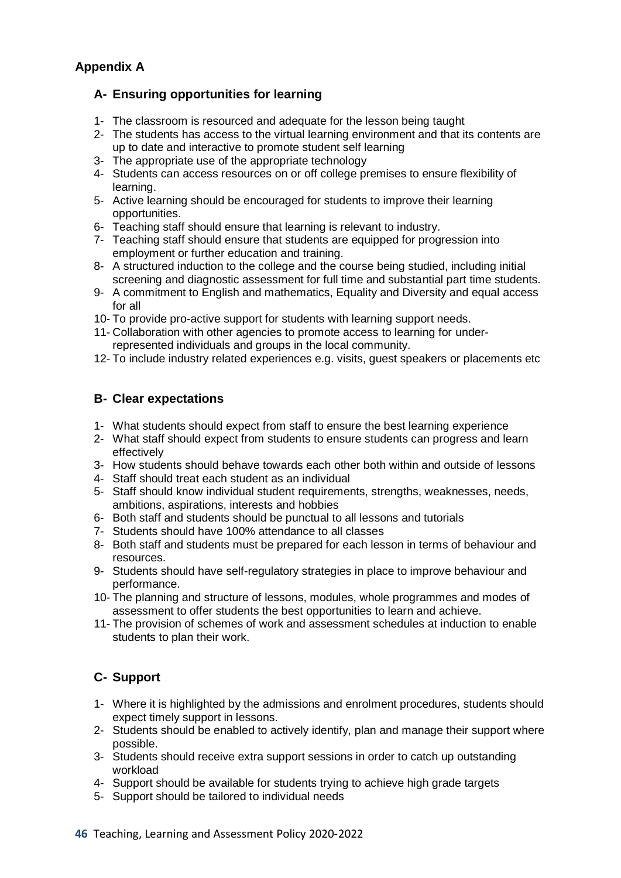## Appendix A

### A- Ensuring opportunities for learning

1- The classroom is resourced and adequate for the lesson being taught
2- The students has access to the virtual learning environment and that its contents are up to date and interactive to promote student self learning
3- The appropriate use of the appropriate technology
4- Students can access resources on or off college premises to ensure flexibility of learning.
5- Active learning should be encouraged for students to improve their learning opportunities.
6- Teaching staff should ensure that learning is relevant to industry.
7- Teaching staff should ensure that students are equipped for progression into employment or further education and training.
8- A structured induction to the college and the course being studied, including initial screening and diagnostic assessment for full time and substantial part time students.
9- A commitment to English and mathematics, Equality and Diversity and equal access for all
10- To provide pro-active support for students with learning support needs.
11- Collaboration with other agencies to promote access to learning for under-represented individuals and groups in the local community.
12- To include industry related experiences e.g. visits, guest speakers or placements etc

### B- Clear expectations

1- What students should expect from staff to ensure the best learning experience
2- What staff should expect from students to ensure students can progress and learn effectively
3- How students should behave towards each other both within and outside of lessons
4- Staff should treat each student as an individual
5- Staff should know individual student requirements, strengths, weaknesses, needs, ambitions, aspirations, interests and hobbies
6- Both staff and students should be punctual to all lessons and tutorials
7- Students should have 100% attendance to all classes
8- Both staff and students must be prepared for each lesson in terms of behaviour and resources.
9- Students should have self-regulatory strategies in place to improve behaviour and performance.
10- The planning and structure of lessons, modules, whole programmes and modes of assessment to offer students the best opportunities to learn and achieve.
11- The provision of schemes of work and assessment schedules at induction to enable students to plan their work.

### C- Support

1- Where it is highlighted by the admissions and enrolment procedures, students should expect timely support in lessons.
2- Students should be enabled to actively identify, plan and manage their support where possible.
3- Students should receive extra support sessions in order to catch up outstanding workload
4- Support should be available for students trying to achieve high grade targets
5- Support should be tailored to individual needs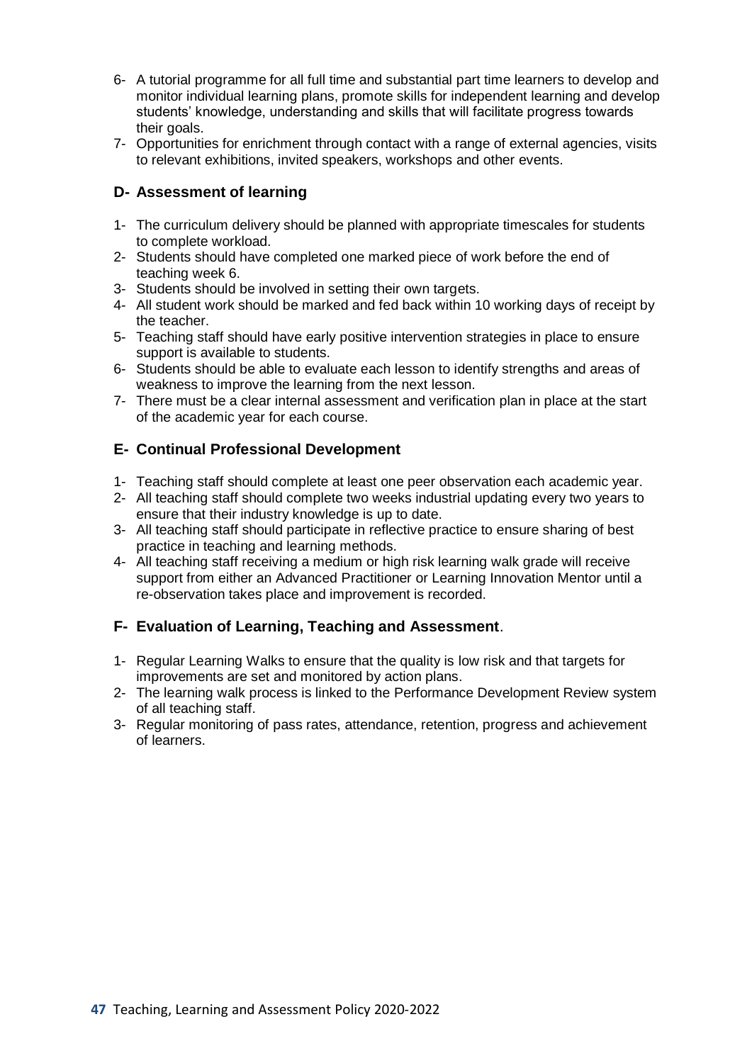6- A tutorial programme for all full time and substantial part time learners to develop and monitor individual learning plans, promote skills for independent learning and develop students' knowledge, understanding and skills that will facilitate progress towards their goals.
7- Opportunities for enrichment through contact with a range of external agencies, visits to relevant exhibitions, invited speakers, workshops and other events.

## D- Assessment of learning

1- The curriculum delivery should be planned with appropriate timescales for students to complete workload.
2- Students should have completed one marked piece of work before the end of teaching week 6.
3- Students should be involved in setting their own targets.
4- All student work should be marked and fed back within 10 working days of receipt by the teacher.
5- Teaching staff should have early positive intervention strategies in place to ensure support is available to students.
6- Students should be able to evaluate each lesson to identify strengths and areas of weakness to improve the learning from the next lesson.
7- There must be a clear internal assessment and verification plan in place at the start of the academic year for each course.

## E- Continual Professional Development

1- Teaching staff should complete at least one peer observation each academic year.
2- All teaching staff should complete two weeks industrial updating every two years to ensure that their industry knowledge is up to date.
3- All teaching staff should participate in reflective practice to ensure sharing of best practice in teaching and learning methods.
4- All teaching staff receiving a medium or high risk learning walk grade will receive support from either an Advanced Practitioner or Learning Innovation Mentor until a re-observation takes place and improvement is recorded.

## F- Evaluation of Learning, Teaching and Assessment.

1- Regular Learning Walks to ensure that the quality is low risk and that targets for improvements are set and monitored by action plans.
2- The learning walk process is linked to the Performance Development Review system of all teaching staff.
3- Regular monitoring of pass rates, attendance, retention, progress and achievement of learners.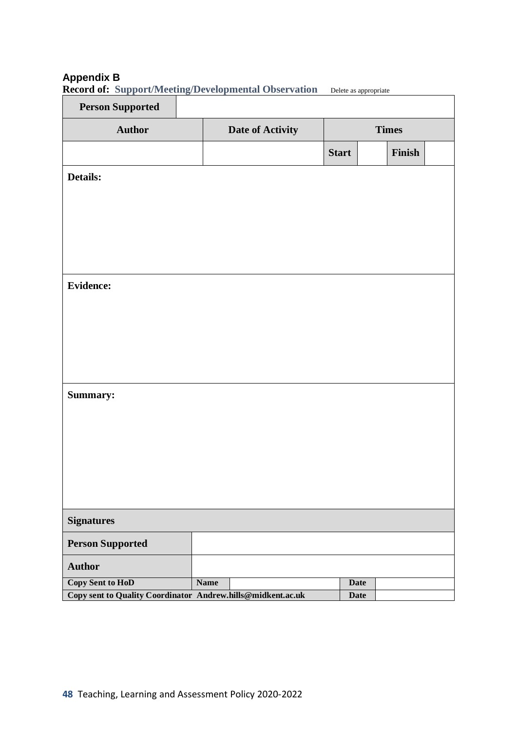## Appendix B

**Record of: Support/Meeting/Developmental Observation** Delete as appropriate

| **Person Supported** | | | | | |
|---|---|---|---|---|---|
| **Author** | **Date of Activity** | **Times** | | | |
| | | **Start** | | **Finish** | |

| **Details:** |
|---|
| |

| **Evidence:** |
|---|
| |

| **Summary:** |
|---|
| |

| **Signatures** | | | | |
|---|---|---|---|---|
| **Person Supported** | | | | |
| **Author** | | | | |
| **Copy Sent to HoD** | **Name** | | **Date** | |
| **Copy sent to Quality Coordinator Andrew.hills@midkent.ac.uk** | | | **Date** | |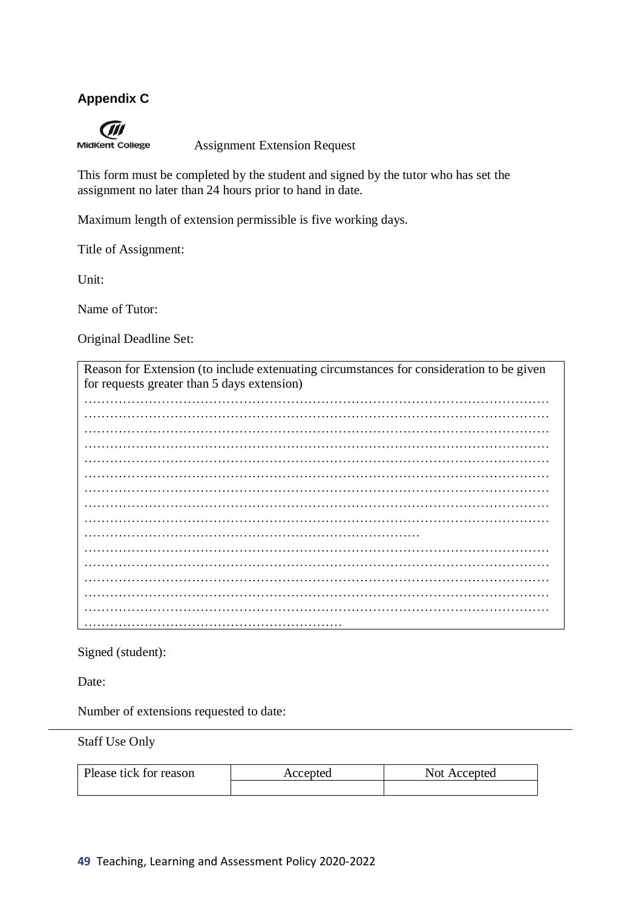### Appendix C

MidKent College

Assignment Extension Request

This form must be completed by the student and signed by the tutor who has set the assignment no later than 24 hours prior to hand in date.

Maximum length of extension permissible is five working days.

Title of Assignment:

Unit:

Name of Tutor:

Original Deadline Set:

| Reason for Extension (to include extenuating circumstances for consideration to be given for requests greater than 5 days extension) |
|---|
| …………………………………………………………………………………………… |
| …………………………………………………………………………………………… |
| …………………………………………………………………………………………… |
| …………………………………………………………………………………………… |
| …………………………………………………………………………………………… |
| …………………………………………………………………………………………… |
| …………………………………………………………………………………………… |
| …………………………………………………………………………………………… |
| …………………………………………………………………………………………… |
| ………………………………………………………………………… |
| …………………………………………………………………………………………… |
| …………………………………………………………………………………………… |
| …………………………………………………………………………………………… |
| …………………………………………………………………………………………… |
| …………………………………………………………………………………………… |
| ……………………………………………………… |

Signed (student):

Date:

Number of extensions requested to date:

---

Staff Use Only

| Please tick for reason | Accepted | Not Accepted |
|---|---|---|
| | | |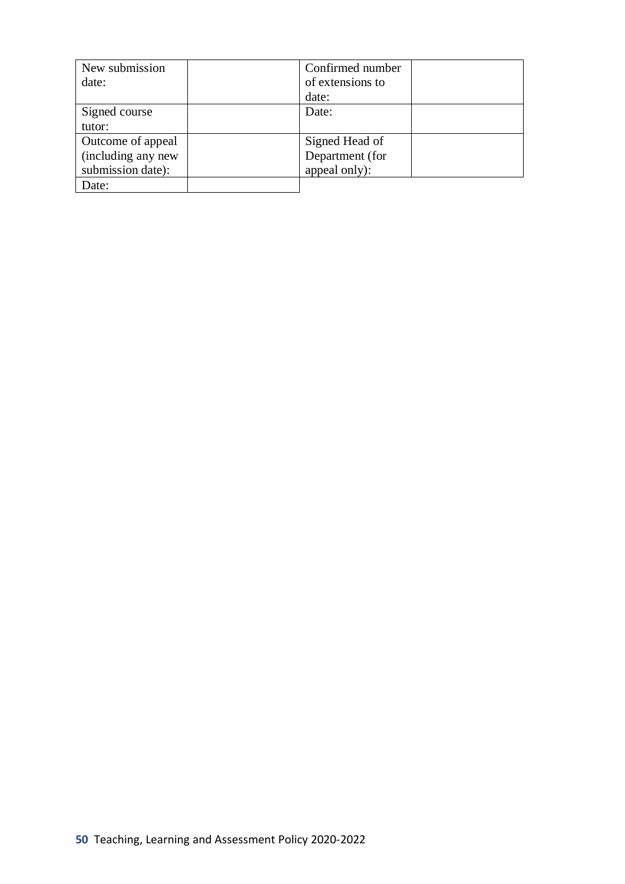| New submission date: | | Confirmed number of extensions to date: | |
| --- | --- | --- | --- |
| Signed course tutor: | | Date: | |
| Outcome of appeal (including any new submission date): | | Signed Head of Department (for appeal only): | |
| Date: | | | |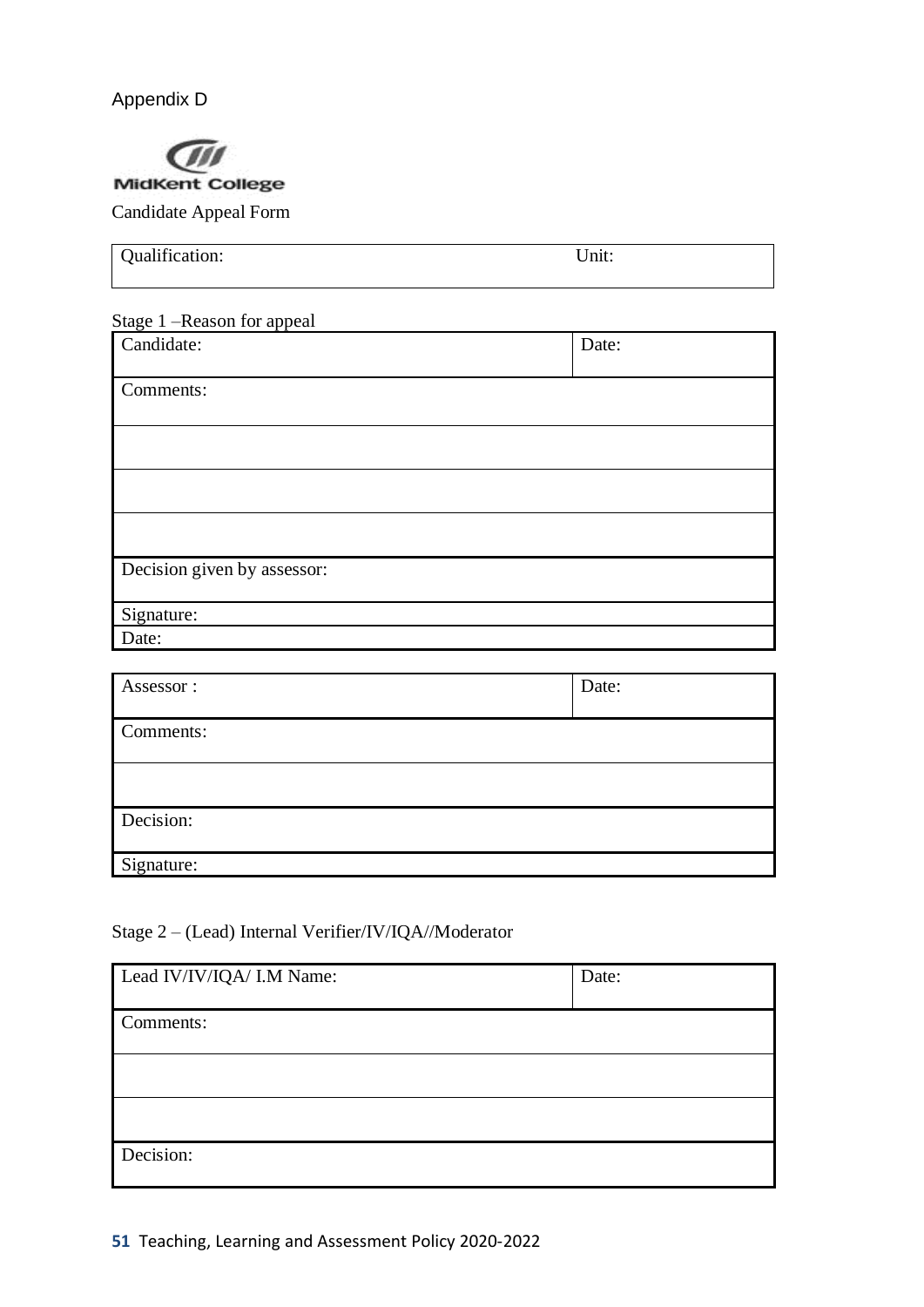Appendix D

MidKent College

Candidate Appeal Form

| Qualification: | Unit: |
|---|---|

Stage 1 –Reason for appeal

| Candidate: | Date: |
|---|---|
| Comments: | |
| | |
| | |
| | |
| Decision given by assessor: | |
| Signature: | |
| Date: | |

| Assessor : | Date: |
|---|---|
| Comments: | |
| | |
| Decision: | |
| Signature: | |

Stage 2 – (Lead) Internal Verifier/IV/IQA//Moderator

| Lead IV/IV/IQA/ I.M Name: | Date: |
|---|---|
| Comments: | |
| | |
| | |
| Decision: | |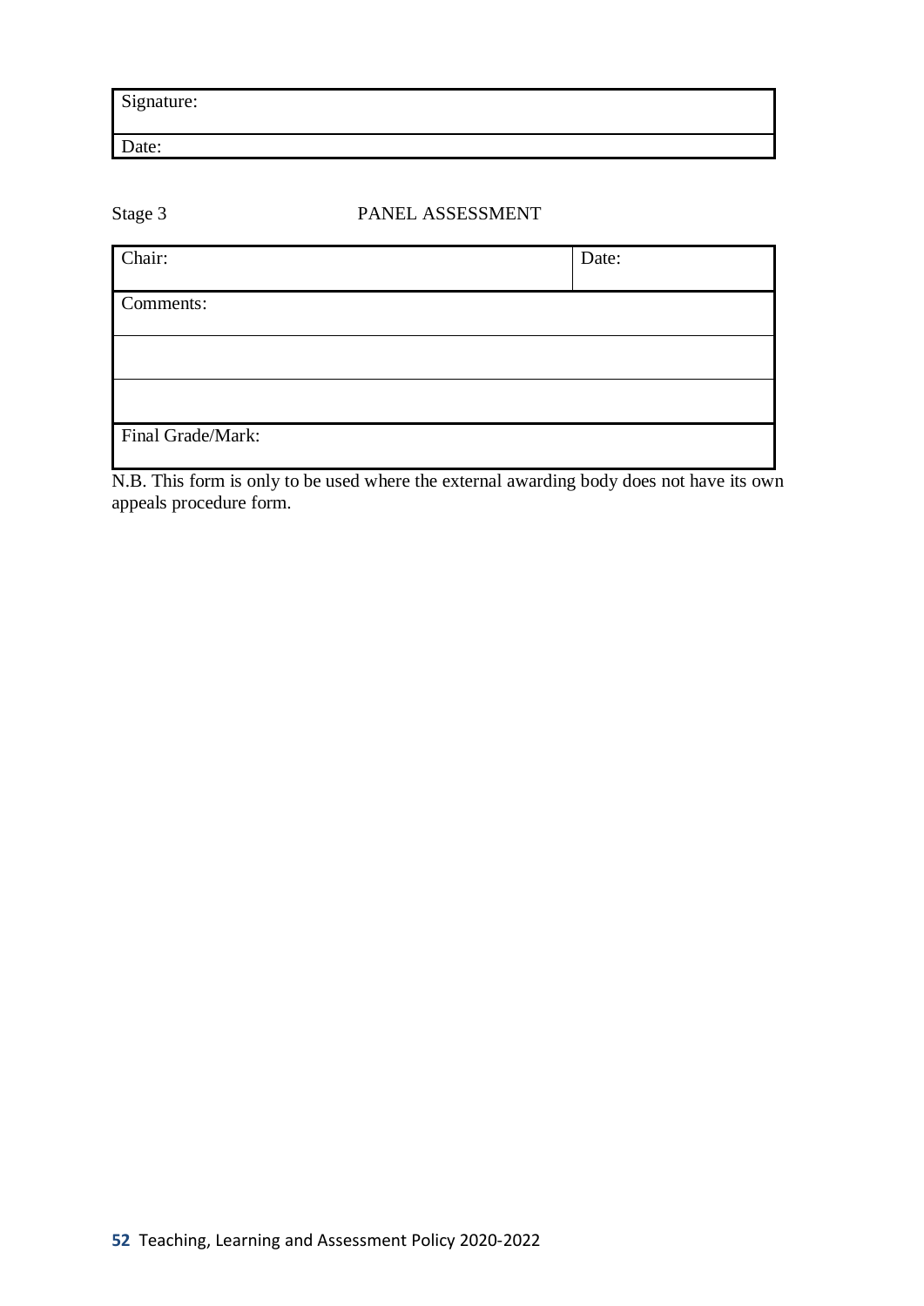| Signature: |
| --- |
| Date: |

Stage 3 PANEL ASSESSMENT

| Chair: | Date: |
| --- | --- |
| Comments: | |
| | |
| | |
| Final Grade/Mark: | |

N.B. This form is only to be used where the external awarding body does not have its own appeals procedure form.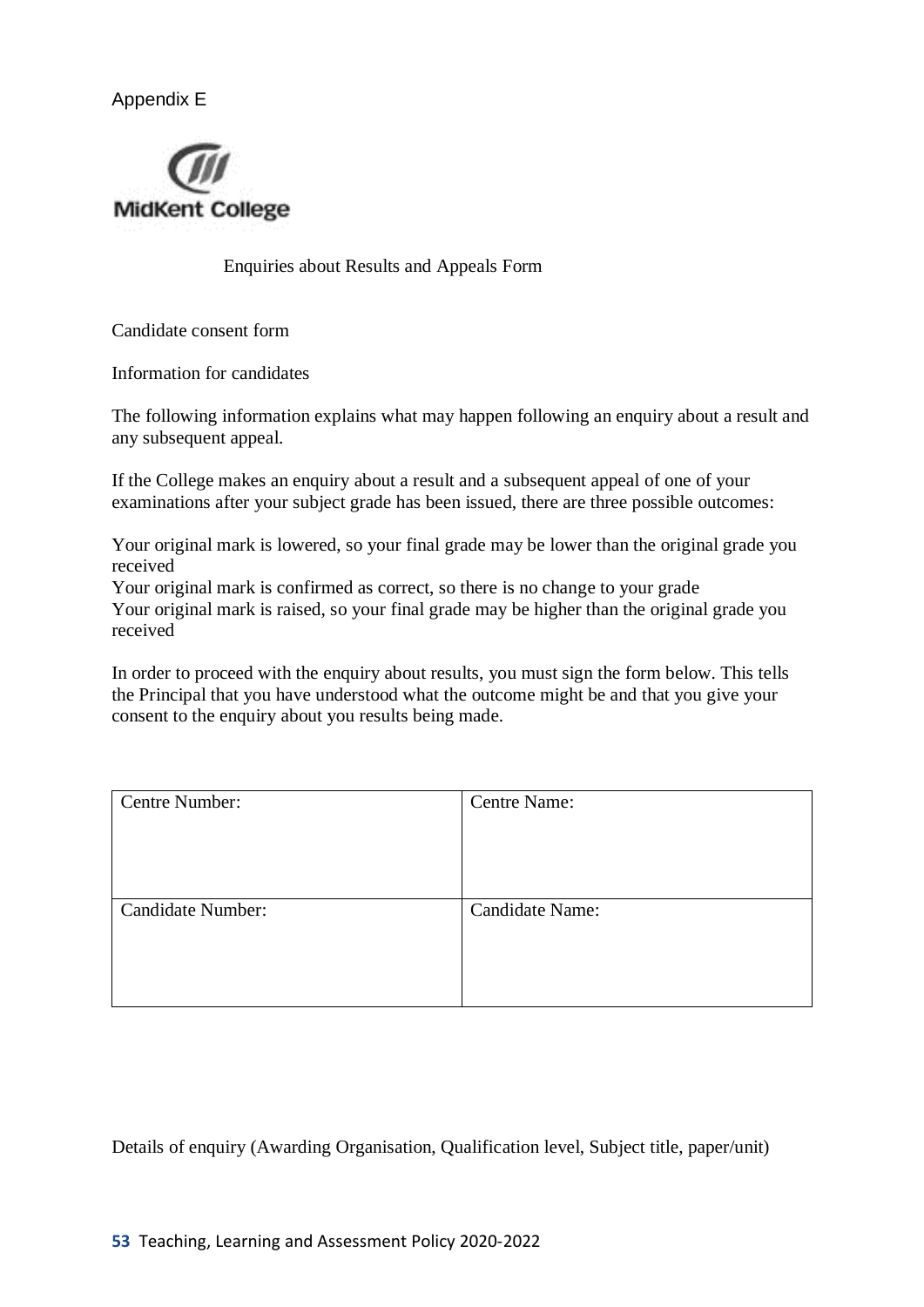Appendix E

MidKent College

# Enquiries about Results and Appeals Form

Candidate consent form

Information for candidates

The following information explains what may happen following an enquiry about a result and any subsequent appeal.

If the College makes an enquiry about a result and a subsequent appeal of one of your examinations after your subject grade has been issued, there are three possible outcomes:

Your original mark is lowered, so your final grade may be lower than the original grade you received
Your original mark is confirmed as correct, so there is no change to your grade
Your original mark is raised, so your final grade may be higher than the original grade you received

In order to proceed with the enquiry about results, you must sign the form below. This tells the Principal that you have understood what the outcome might be and that you give your consent to the enquiry about you results being made.

| Centre Number: | Centre Name: |
|---|---|
| Candidate Number: | Candidate Name: |

Details of enquiry (Awarding Organisation, Qualification level, Subject title, paper/unit)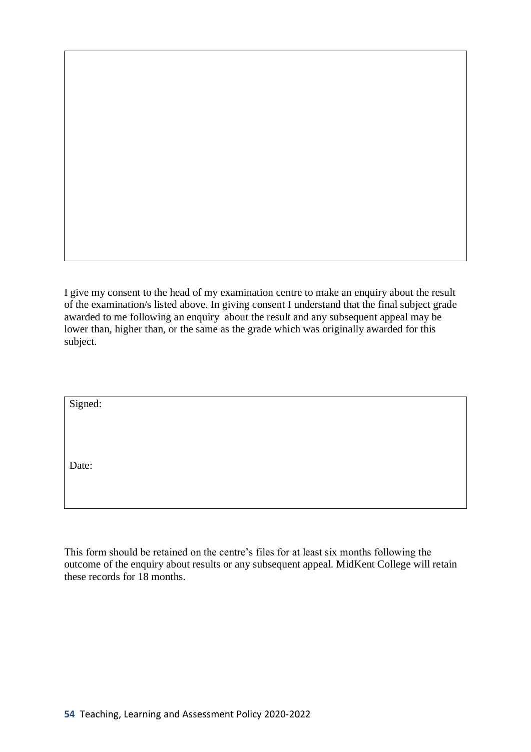I give my consent to the head of my examination centre to make an enquiry about the result of the examination/s listed above. In giving consent I understand that the final subject grade awarded to me following an enquiry about the result and any subsequent appeal may be lower than, higher than, or the same as the grade which was originally awarded for this subject.

| Signed: |
| --- |
| Date: |

This form should be retained on the centre's files for at least six months following the outcome of the enquiry about results or any subsequent appeal. MidKent College will retain these records for 18 months.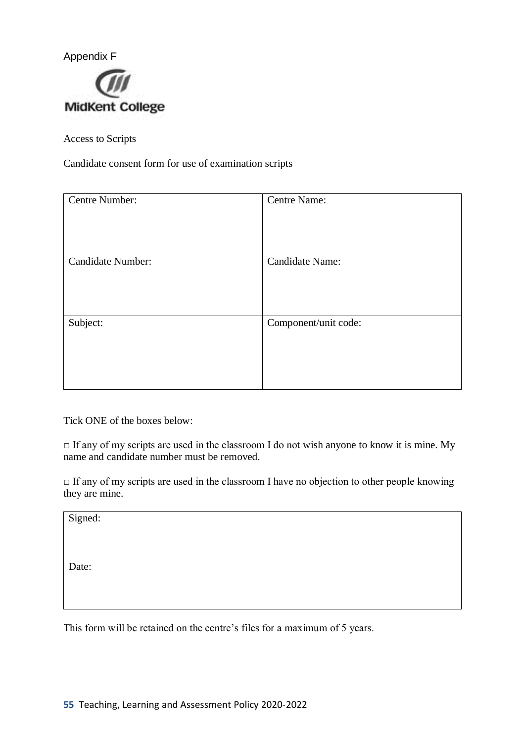Appendix F

MidKent College

Access to Scripts

Candidate consent form for use of examination scripts

| | |
|---|---|
| Centre Number: | Centre Name: |
| Candidate Number: | Candidate Name: |
| Subject: | Component/unit code: |

Tick ONE of the boxes below:

□ If any of my scripts are used in the classroom I do not wish anyone to know it is mine. My name and candidate number must be removed.

□ If any of my scripts are used in the classroom I have no objection to other people knowing they are mine.

| |
|---|
| Signed: |
| Date: |

This form will be retained on the centre's files for a maximum of 5 years.